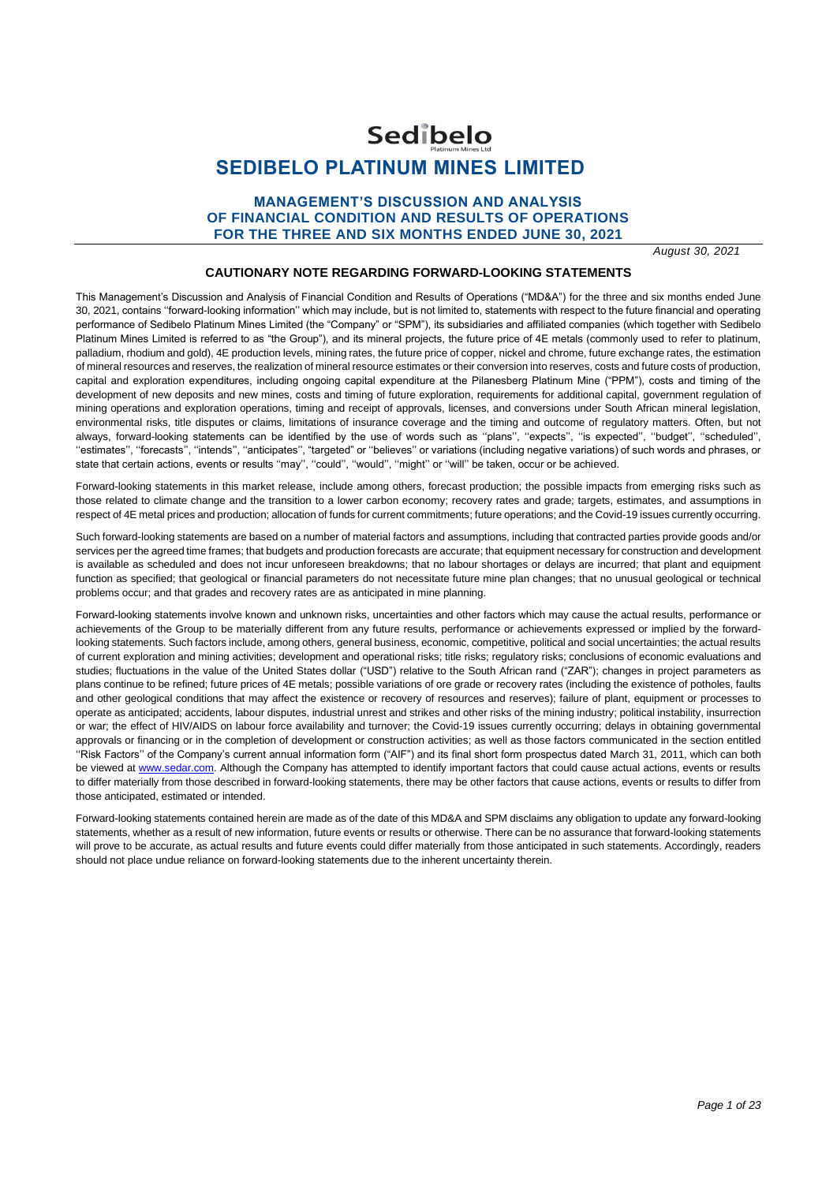# SEDIBELO PLATINUM MINES LIMITED

## MANAGEMENT'S DISCUSSION AND ANALYSIS OF FINANCIAL CONDITION AND RESULTS OF OPERATIONS FOR THE THREE AND SIX MONTHS ENDED JUNE 30, 2021

*August 30, 2021*

### CAUTIONARY NOTE REGARDING FORWARD-LOOKING STATEMENTS

This Management's Discussion and Analysis of Financial Condition and Results of Operations ("MD&A") for the three and six months ended June 30, 2021, contains ''forward-looking information'' which may include, but is not limited to, statements with respect to the future financial and operating performance of Sedibelo Platinum Mines Limited (the "Company" or "SPM"), its subsidiaries and affiliated companies (which together with Sedibelo Platinum Mines Limited is referred to as "the Group"), and its mineral projects, the future price of 4E metals (commonly used to refer to platinum, palladium, rhodium and gold), 4E production levels, mining rates, the future price of copper, nickel and chrome, future exchange rates, the estimation of mineral resources and reserves, the realization of mineral resource estimates or their conversion into reserves, costs and future costs of production, capital and exploration expenditures, including ongoing capital expenditure at the Pilanesberg Platinum Mine ("PPM"), costs and timing of the development of new deposits and new mines, costs and timing of future exploration, requirements for additional capital, government regulation of mining operations and exploration operations, timing and receipt of approvals, licenses, and conversions under South African mineral legislation, environmental risks, title disputes or claims, limitations of insurance coverage and the timing and outcome of regulatory matters. Often, but not always, forward-looking statements can be identified by the use of words such as ''plans'', ''expects'', ''is expected'', ''budget'', ''scheduled'', ''estimates'', ''forecasts'', ''intends'', ''anticipates'', "targeted" or ''believes'' or variations (including negative variations) of such words and phrases, or state that certain actions, events or results ''may'', ''could'', ''would'', ''might'' or ''will'' be taken, occur or be achieved.

Forward-looking statements in this market release, include among others, forecast production; the possible impacts from emerging risks such as those related to climate change and the transition to a lower carbon economy; recovery rates and grade; targets, estimates, and assumptions in respect of 4E metal prices and production; allocation of funds for current commitments; future operations; and the Covid-19 issues currently occurring.

Such forward-looking statements are based on a number of material factors and assumptions, including that contracted parties provide goods and/or services per the agreed time frames; that budgets and production forecasts are accurate; that equipment necessary for construction and development is available as scheduled and does not incur unforeseen breakdowns; that no labour shortages or delays are incurred; that plant and equipment function as specified; that geological or financial parameters do not necessitate future mine plan changes; that no unusual geological or technical problems occur; and that grades and recovery rates are as anticipated in mine planning.

Forward-looking statements involve known and unknown risks, uncertainties and other factors which may cause the actual results, performance or achievements of the Group to be materially different from any future results, performance or achievements expressed or implied by the forward-looking statements. Such factors include, among others, general business, economic, competitive, political and social uncertainties; the actual results of current exploration and mining activities; development and operational risks; title risks; regulatory risks; conclusions of economic evaluations and studies; fluctuations in the value of the United States dollar ("USD") relative to the South African rand ("ZAR"); changes in project parameters as plans continue to be refined; future prices of 4E metals; possible variations of ore grade or recovery rates (including the existence of potholes, faults and other geological conditions that may affect the existence or recovery of resources and reserves); failure of plant, equipment or processes to operate as anticipated; accidents, labour disputes, industrial unrest and strikes and other risks of the mining industry; political instability, insurrection or war; the effect of HIV/AIDS on labour force availability and turnover; the Covid-19 issues currently occurring; delays in obtaining governmental approvals or financing or in the completion of development or construction activities; as well as those factors communicated in the section entitled ''Risk Factors'' of the Company's current annual information form ("AIF") and its final short form prospectus dated March 31, 2011, which can both be viewed at www.sedar.com. Although the Company has attempted to identify important factors that could cause actual actions, events or results to differ materially from those described in forward-looking statements, there may be other factors that cause actions, events or results to differ from those anticipated, estimated or intended.

Forward-looking statements contained herein are made as of the date of this MD&A and SPM disclaims any obligation to update any forward-looking statements, whether as a result of new information, future events or results or otherwise. There can be no assurance that forward-looking statements will prove to be accurate, as actual results and future events could differ materially from those anticipated in such statements. Accordingly, readers should not place undue reliance on forward-looking statements due to the inherent uncertainty therein.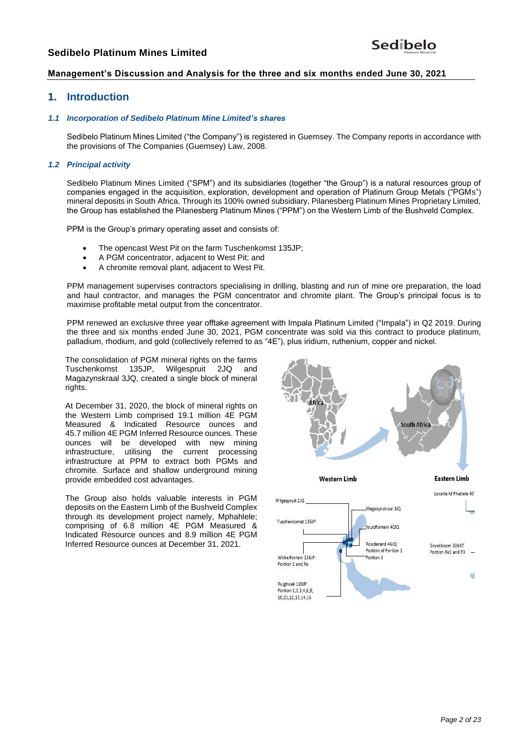# 1. Introduction

### *1.1 Incorporation of Sedibelo Platinum Mine Limited's shares*

Sedibelo Platinum Mines Limited ("the Company") is registered in Guernsey. The Company reports in accordance with the provisions of The Companies (Guernsey) Law, 2008.

### *1.2 Principal activity*

Sedibelo Platinum Mines Limited ("SPM") and its subsidiaries (together "the Group") is a natural resources group of companies engaged in the acquisition, exploration, development and operation of Platinum Group Metals ("PGMs") mineral deposits in South Africa. Through its 100% owned subsidiary, Pilanesberg Platinum Mines Proprietary Limited, the Group has established the Pilanesberg Platinum Mines ("PPM") on the Western Limb of the Bushveld Complex.

PPM is the Group's primary operating asset and consists of:

- The opencast West Pit on the farm Tuschenkomst 135JP;
- A PGM concentrator, adjacent to West Pit; and
- A chromite removal plant, adjacent to West Pit.

PPM management supervises contractors specialising in drilling, blasting and run of mine ore preparation, the load and haul contractor, and manages the PGM concentrator and chromite plant. The Group's principal focus is to maximise profitable metal output from the concentrator.

PPM renewed an exclusive three year offtake agreement with Impala Platinum Limited ("Impala") in Q2 2019. During the three and six months ended June 30, 2021, PGM concentrate was sold via this contract to produce platinum, palladium, rhodium, and gold (collectively referred to as "4E"), plus iridium, ruthenium, copper and nickel.

The consolidation of PGM mineral rights on the farms Tuschenkomst 135JP, Wilgespruit 2JQ and Magazynskraal 3JQ, created a single block of mineral rights.

At December 31, 2020, the block of mineral rights on the Western Limb comprised 19.1 million 4E PGM Measured & Indicated Resource ounces and 45.7 million 4E PGM Inferred Resource ounces. These ounces will be developed with new mining infrastructure, utilising the current processing infrastructure at PPM to extract both PGMs and chromite. Surface and shallow underground mining provide embedded cost advantages.

The Group also holds valuable interests in PGM deposits on the Eastern Limb of the Bushveld Complex through its development project namely, Mphahlele; comprising of 6.8 million 4E PGM Measured & Indicated Resource ounces and 8.9 million 4E PGM Inferred Resource ounces at December 31, 2021.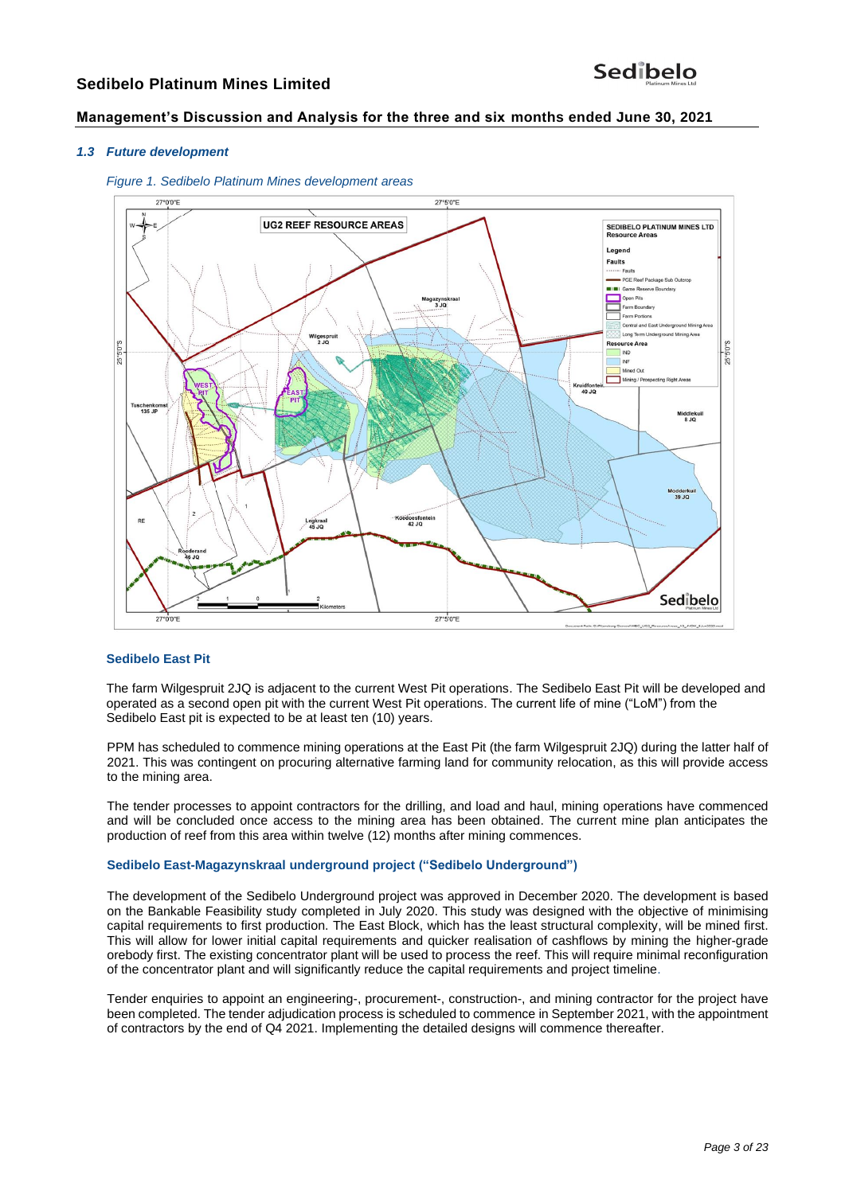### *1.3 Future development*

*Figure 1. Sedibelo Platinum Mines development areas*

#### Sedibelo East Pit

The farm Wilgespruit 2JQ is adjacent to the current West Pit operations. The Sedibelo East Pit will be developed and operated as a second open pit with the current West Pit operations. The current life of mine ("LoM") from the Sedibelo East pit is expected to be at least ten (10) years.

PPM has scheduled to commence mining operations at the East Pit (the farm Wilgespruit 2JQ) during the latter half of 2021. This was contingent on procuring alternative farming land for community relocation, as this will provide access to the mining area.

The tender processes to appoint contractors for the drilling, and load and haul, mining operations have commenced and will be concluded once access to the mining area has been obtained. The current mine plan anticipates the production of reef from this area within twelve (12) months after mining commences.

#### Sedibelo East-Magazynskraal underground project ("Sedibelo Underground")

The development of the Sedibelo Underground project was approved in December 2020. The development is based on the Bankable Feasibility study completed in July 2020. This study was designed with the objective of minimising capital requirements to first production. The East Block, which has the least structural complexity, will be mined first. This will allow for lower initial capital requirements and quicker realisation of cashflows by mining the higher-grade orebody first. The existing concentrator plant will be used to process the reef. This will require minimal reconfiguration of the concentrator plant and will significantly reduce the capital requirements and project timeline.

Tender enquiries to appoint an engineering-, procurement-, construction-, and mining contractor for the project have been completed. The tender adjudication process is scheduled to commence in September 2021, with the appointment of contractors by the end of Q4 2021. Implementing the detailed designs will commence thereafter.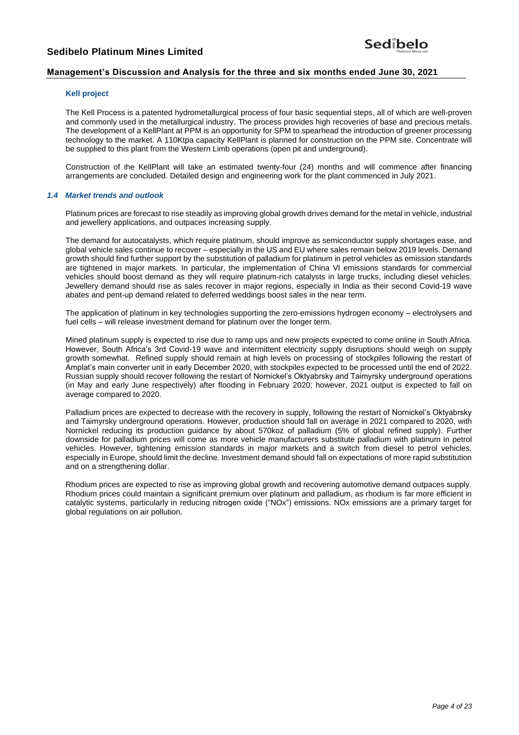### Kell project

The Kell Process is a patented hydrometallurgical process of four basic sequential steps, all of which are well-proven and commonly used in the metallurgical industry. The process provides high recoveries of base and precious metals. The development of a KellPlant at PPM is an opportunity for SPM to spearhead the introduction of greener processing technology to the market. A 110Ktpa capacity KellPlant is planned for construction on the PPM site. Concentrate will be supplied to this plant from the Western Limb operations (open pit and underground).

Construction of the KellPlant will take an estimated twenty-four (24) months and will commence after financing arrangements are concluded. Detailed design and engineering work for the plant commenced in July 2021.

### *1.4 Market trends and outlook*

Platinum prices are forecast to rise steadily as improving global growth drives demand for the metal in vehicle, industrial and jewellery applications, and outpaces increasing supply.

The demand for autocatalysts, which require platinum, should improve as semiconductor supply shortages ease, and global vehicle sales continue to recover – especially in the US and EU where sales remain below 2019 levels. Demand growth should find further support by the substitution of palladium for platinum in petrol vehicles as emission standards are tightened in major markets. In particular, the implementation of China VI emissions standards for commercial vehicles should boost demand as they will require platinum-rich catalysts in large trucks, including diesel vehicles. Jewellery demand should rise as sales recover in major regions, especially in India as their second Covid-19 wave abates and pent-up demand related to deferred weddings boost sales in the near term.

The application of platinum in key technologies supporting the zero-emissions hydrogen economy – electrolysers and fuel cells – will release investment demand for platinum over the longer term.

Mined platinum supply is expected to rise due to ramp ups and new projects expected to come online in South Africa. However, South Africa's 3rd Covid-19 wave and intermittent electricity supply disruptions should weigh on supply growth somewhat. Refined supply should remain at high levels on processing of stockpiles following the restart of Amplat's main converter unit in early December 2020, with stockpiles expected to be processed until the end of 2022. Russian supply should recover following the restart of Nornickel's Oktyabrsky and Taimyrsky underground operations (in May and early June respectively) after flooding in February 2020; however, 2021 output is expected to fall on average compared to 2020.

Palladium prices are expected to decrease with the recovery in supply, following the restart of Nornickel's Oktyabrsky and Taimyrsky underground operations. However, production should fall on average in 2021 compared to 2020, with Nornickel reducing its production guidance by about 570koz of palladium (5% of global refined supply). Further downside for palladium prices will come as more vehicle manufacturers substitute palladium with platinum in petrol vehicles. However, tightening emission standards in major markets and a switch from diesel to petrol vehicles, especially in Europe, should limit the decline. Investment demand should fall on expectations of more rapid substitution and on a strengthening dollar.

Rhodium prices are expected to rise as improving global growth and recovering automotive demand outpaces supply. Rhodium prices could maintain a significant premium over platinum and palladium, as rhodium is far more efficient in catalytic systems, particularly in reducing nitrogen oxide ("NOx") emissions. NOx emissions are a primary target for global regulations on air pollution.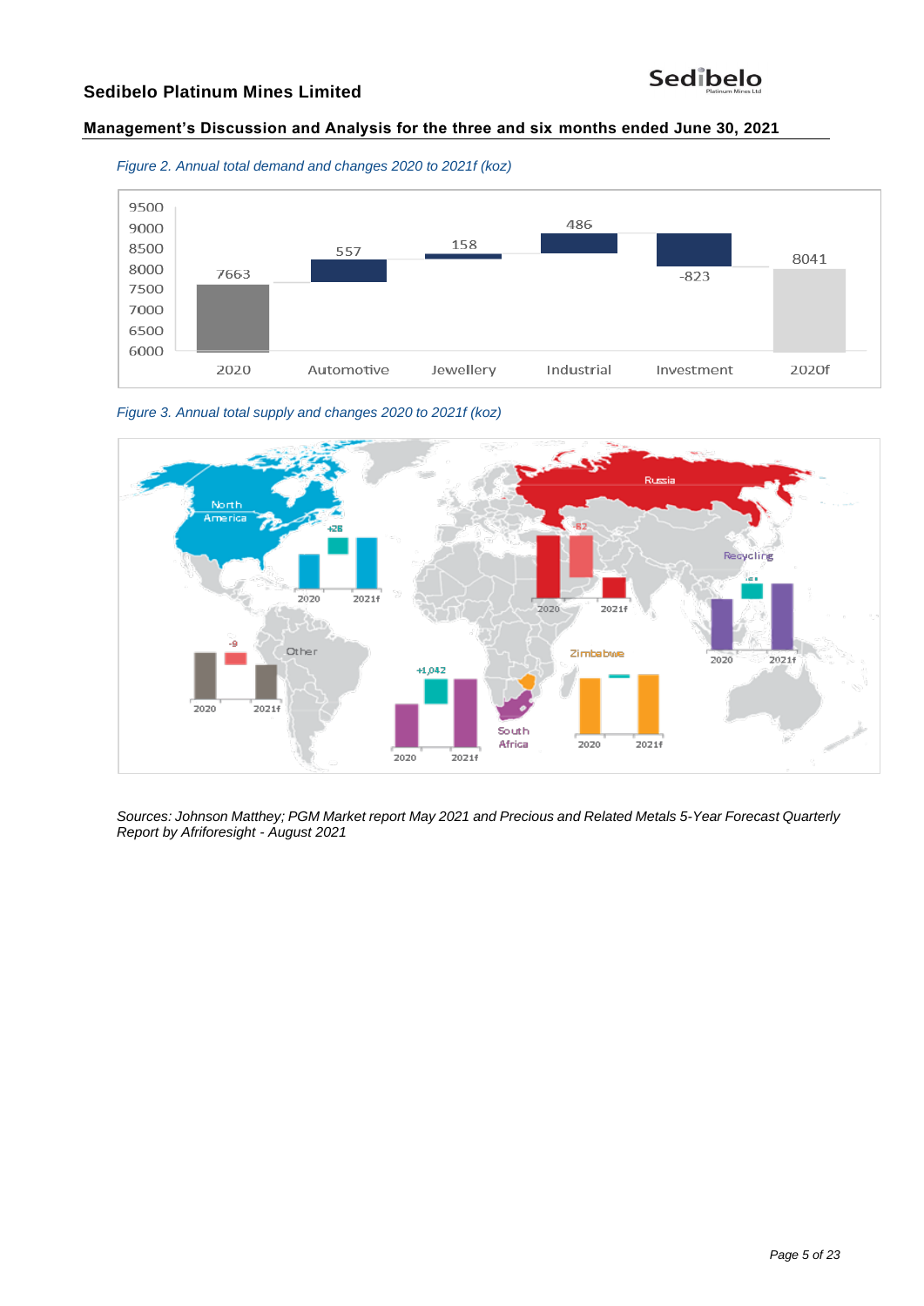*Figure 2. Annual total demand and changes 2020 to 2021f (koz)*

*Figure 3. Annual total supply and changes 2020 to 2021f (koz)*

*Sources: Johnson Matthey; PGM Market report May 2021 and Precious and Related Metals 5-Year Forecast Quarterly Report by Afriforesight - August 2021*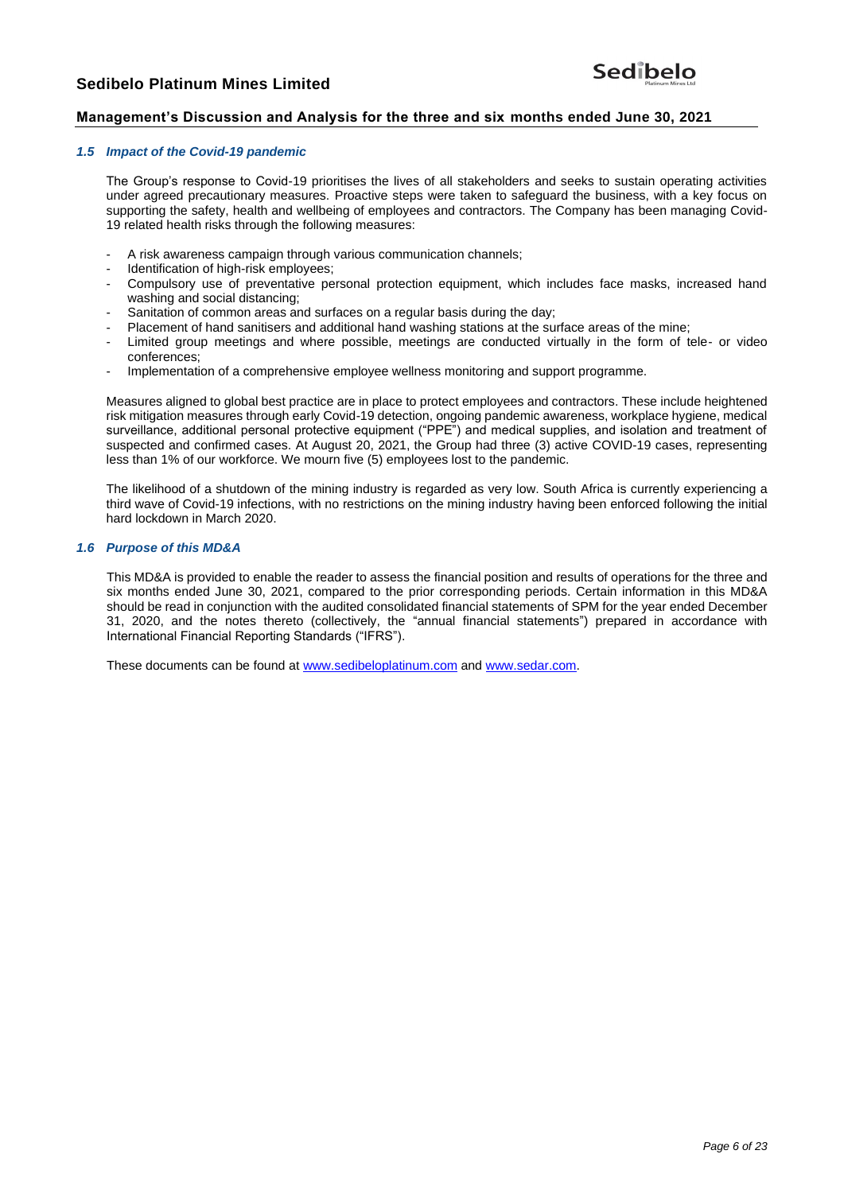### *1.5 Impact of the Covid-19 pandemic*

The Group's response to Covid-19 prioritises the lives of all stakeholders and seeks to sustain operating activities under agreed precautionary measures. Proactive steps were taken to safeguard the business, with a key focus on supporting the safety, health and wellbeing of employees and contractors. The Company has been managing Covid-19 related health risks through the following measures:

- A risk awareness campaign through various communication channels;
- Identification of high-risk employees;
- Compulsory use of preventative personal protection equipment, which includes face masks, increased hand washing and social distancing;
- Sanitation of common areas and surfaces on a regular basis during the day;
- Placement of hand sanitisers and additional hand washing stations at the surface areas of the mine;
- Limited group meetings and where possible, meetings are conducted virtually in the form of tele- or video conferences;
- Implementation of a comprehensive employee wellness monitoring and support programme.

Measures aligned to global best practice are in place to protect employees and contractors. These include heightened risk mitigation measures through early Covid-19 detection, ongoing pandemic awareness, workplace hygiene, medical surveillance, additional personal protective equipment ("PPE") and medical supplies, and isolation and treatment of suspected and confirmed cases. At August 20, 2021, the Group had three (3) active COVID-19 cases, representing less than 1% of our workforce. We mourn five (5) employees lost to the pandemic.

The likelihood of a shutdown of the mining industry is regarded as very low. South Africa is currently experiencing a third wave of Covid-19 infections, with no restrictions on the mining industry having been enforced following the initial hard lockdown in March 2020.

### *1.6 Purpose of this MD&A*

This MD&A is provided to enable the reader to assess the financial position and results of operations for the three and six months ended June 30, 2021, compared to the prior corresponding periods. Certain information in this MD&A should be read in conjunction with the audited consolidated financial statements of SPM for the year ended December 31, 2020, and the notes thereto (collectively, the "annual financial statements") prepared in accordance with International Financial Reporting Standards ("IFRS").

These documents can be found at www.sedibeloplatinum.com and www.sedar.com.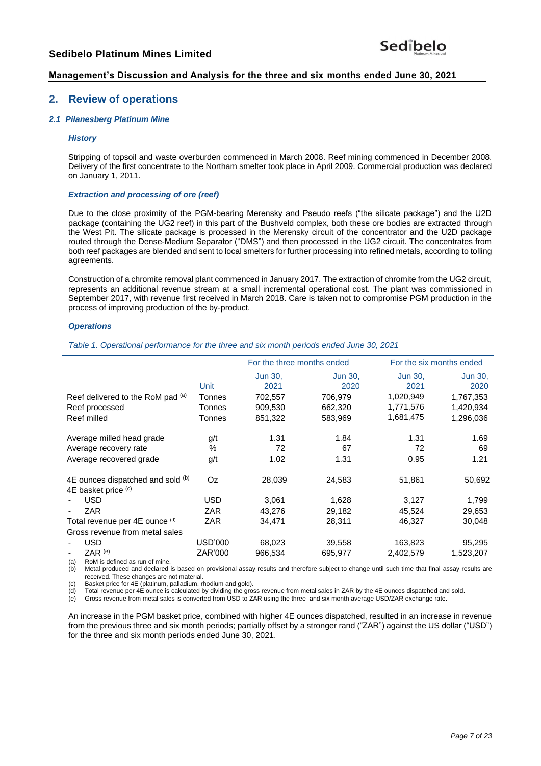## 2. Review of operations

### *2.1 Pilanesberg Platinum Mine*

#### *History*

Stripping of topsoil and waste overburden commenced in March 2008. Reef mining commenced in December 2008. Delivery of the first concentrate to the Northam smelter took place in April 2009. Commercial production was declared on January 1, 2011.

#### *Extraction and processing of ore (reef)*

Due to the close proximity of the PGM-bearing Merensky and Pseudo reefs ("the silicate package") and the U2D package (containing the UG2 reef) in this part of the Bushveld complex, both these ore bodies are extracted through the West Pit. The silicate package is processed in the Merensky circuit of the concentrator and the U2D package routed through the Dense-Medium Separator ("DMS") and then processed in the UG2 circuit. The concentrates from both reef packages are blended and sent to local smelters for further processing into refined metals, according to tolling agreements.

Construction of a chromite removal plant commenced in January 2017. The extraction of chromite from the UG2 circuit, represents an additional revenue stream at a small incremental operational cost. The plant was commissioned in September 2017, with revenue first received in March 2018. Care is taken not to compromise PGM production in the process of improving production of the by-product.

#### *Operations*

*Table 1. Operational performance for the three and six month periods ended June 30, 2021*

| | | For the three months ended | | For the six months ended | |
|---|---|---|---|---|---|
| | Unit | Jun 30, 2021 | Jun 30, 2020 | Jun 30, 2021 | Jun 30, 2020 |
| Reef delivered to the RoM pad [(a)] | Tonnes | 702,557 | 706,979 | 1,020,949 | 1,767,353 |
| Reef processed | Tonnes | 909,530 | 662,320 | 1,771,576 | 1,420,934 |
| Reef milled | Tonnes | 851,322 | 583,969 | 1,681,475 | 1,296,036 |
| Average milled head grade | g/t | 1.31 | 1.84 | 1.31 | 1.69 |
| Average recovery rate | % | 72 | 67 | 72 | 69 |
| Average recovered grade | g/t | 1.02 | 1.31 | 0.95 | 1.21 |
| 4E ounces dispatched and sold [(b)] | Oz | 28,039 | 24,583 | 51,861 | 50,692 |
| 4E basket price [(c)] | | | | | |
| - USD | USD | 3,061 | 1,628 | 3,127 | 1,799 |
| - ZAR | ZAR | 43,276 | 29,182 | 45,524 | 29,653 |
| Total revenue per 4E ounce [(d)] | ZAR | 34,471 | 28,311 | 46,327 | 30,048 |
| Gross revenue from metal sales | | | | | |
| - USD | USD'000 | 68,023 | 39,558 | 163,823 | 95,295 |
| - ZAR [(e)] | ZAR'000 | 966,534 | 695,977 | 2,402,579 | 1,523,207 |

(a) RoM is defined as run of mine.
(b) Metal produced and declared is based on provisional assay results and therefore subject to change until such time that final assay results are received. These changes are not material.
(c) Basket price for 4E (platinum, palladium, rhodium and gold).
(d) Total revenue per 4E ounce is calculated by dividing the gross revenue from metal sales in ZAR by the 4E ounces dispatched and sold.
(e) Gross revenue from metal sales is converted from USD to ZAR using the three and six month average USD/ZAR exchange rate.

An increase in the PGM basket price, combined with higher 4E ounces dispatched, resulted in an increase in revenue from the previous three and six month periods; partially offset by a stronger rand ("ZAR") against the US dollar ("USD") for the three and six month periods ended June 30, 2021.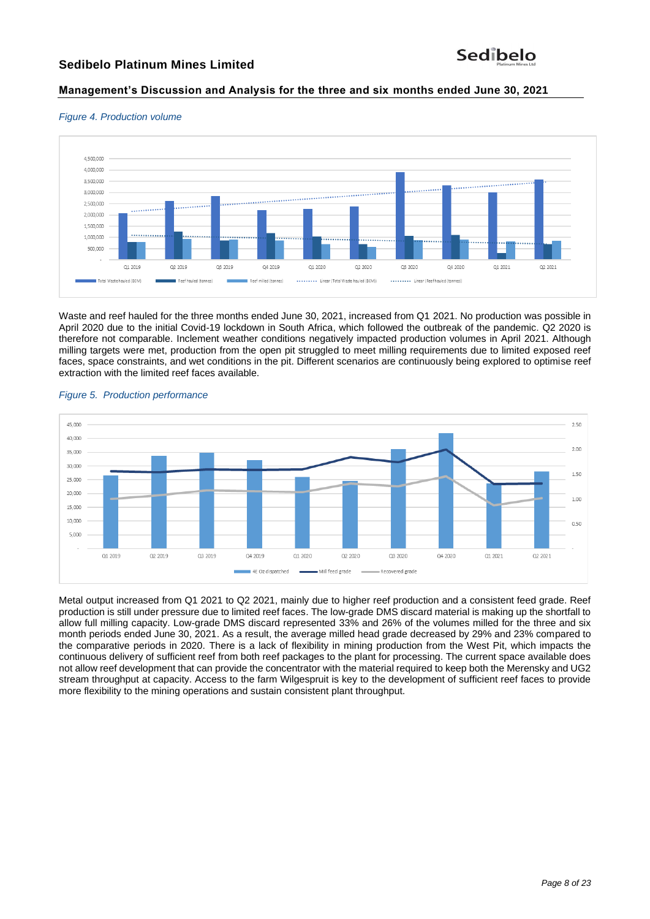*Figure 4. Production volume*

Waste and reef hauled for the three months ended June 30, 2021, increased from Q1 2021. No production was possible in April 2020 due to the initial Covid-19 lockdown in South Africa, which followed the outbreak of the pandemic. Q2 2020 is therefore not comparable. Inclement weather conditions negatively impacted production volumes in April 2021. Although milling targets were met, production from the open pit struggled to meet milling requirements due to limited exposed reef faces, space constraints, and wet conditions in the pit. Different scenarios are continuously being explored to optimise reef extraction with the limited reef faces available.

*Figure 5. Production performance*

Metal output increased from Q1 2021 to Q2 2021, mainly due to higher reef production and a consistent feed grade. Reef production is still under pressure due to limited reef faces. The low-grade DMS discard material is making up the shortfall to allow full milling capacity. Low-grade DMS discard represented 33% and 26% of the volumes milled for the three and six month periods ended June 30, 2021. As a result, the average milled head grade decreased by 29% and 23% compared to the comparative periods in 2020. There is a lack of flexibility in mining production from the West Pit, which impacts the continuous delivery of sufficient reef from both reef packages to the plant for processing. The current space available does not allow reef development that can provide the concentrator with the material required to keep both the Merensky and UG2 stream throughput at capacity. Access to the farm Wilgespruit is key to the development of sufficient reef faces to provide more flexibility to the mining operations and sustain consistent plant throughput.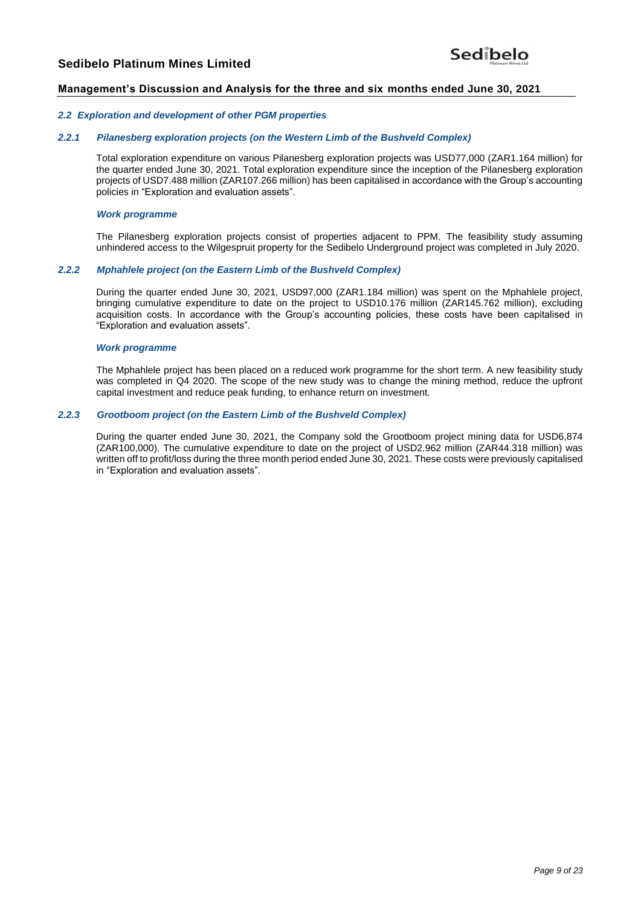### 2.2 Exploration and development of other PGM properties

#### 2.2.1 Pilanesberg exploration projects (on the Western Limb of the Bushveld Complex)

Total exploration expenditure on various Pilanesberg exploration projects was USD77,000 (ZAR1.164 million) for the quarter ended June 30, 2021. Total exploration expenditure since the inception of the Pilanesberg exploration projects of USD7.488 million (ZAR107.266 million) has been capitalised in accordance with the Group's accounting policies in "Exploration and evaluation assets".

##### *Work programme*

The Pilanesberg exploration projects consist of properties adjacent to PPM. The feasibility study assuming unhindered access to the Wilgespruit property for the Sedibelo Underground project was completed in July 2020.

#### 2.2.2 Mphahlele project (on the Eastern Limb of the Bushveld Complex)

During the quarter ended June 30, 2021, USD97,000 (ZAR1.184 million) was spent on the Mphahlele project, bringing cumulative expenditure to date on the project to USD10.176 million (ZAR145.762 million), excluding acquisition costs. In accordance with the Group's accounting policies, these costs have been capitalised in "Exploration and evaluation assets".

##### *Work programme*

The Mphahlele project has been placed on a reduced work programme for the short term. A new feasibility study was completed in Q4 2020. The scope of the new study was to change the mining method, reduce the upfront capital investment and reduce peak funding, to enhance return on investment.

#### 2.2.3 Grootboom project (on the Eastern Limb of the Bushveld Complex)

During the quarter ended June 30, 2021, the Company sold the Grootboom project mining data for USD6,874 (ZAR100,000). The cumulative expenditure to date on the project of USD2.962 million (ZAR44.318 million) was written off to profit/loss during the three month period ended June 30, 2021. These costs were previously capitalised in "Exploration and evaluation assets".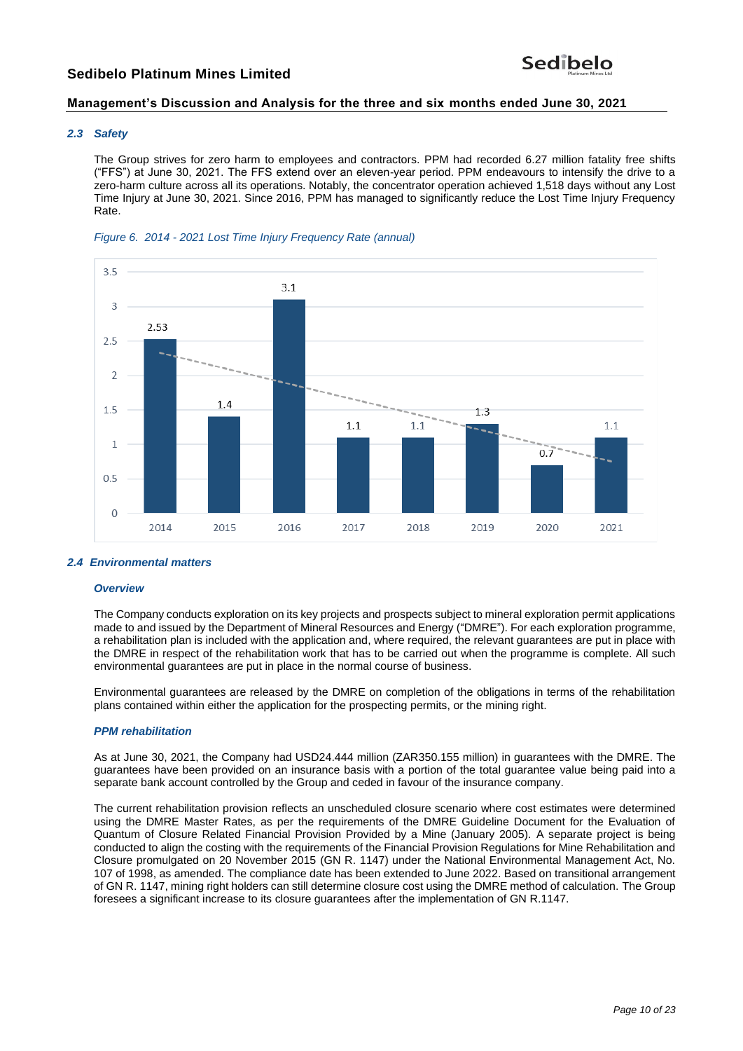### 2.3 Safety

The Group strives for zero harm to employees and contractors. PPM had recorded 6.27 million fatality free shifts ("FFS") at June 30, 2021. The FFS extend over an eleven-year period. PPM endeavours to intensify the drive to a zero-harm culture across all its operations. Notably, the concentrator operation achieved 1,518 days without any Lost Time Injury at June 30, 2021. Since 2016, PPM has managed to significantly reduce the Lost Time Injury Frequency Rate.

*Figure 6. 2014 - 2021 Lost Time Injury Frequency Rate (annual)*

| Year | 2014 | 2015 | 2016 | 2017 | 2018 | 2019 | 2020 | 2021 |
|---|---|---|---|---|---|---|---|---|
| LTIFR | 2.53 | 1.4 | 3.1 | 1.1 | 1.1 | 1.3 | 0.7 | 1.1 |

### 2.4 Environmental matters

#### *Overview*

The Company conducts exploration on its key projects and prospects subject to mineral exploration permit applications made to and issued by the Department of Mineral Resources and Energy ("DMRE"). For each exploration programme, a rehabilitation plan is included with the application and, where required, the relevant guarantees are put in place with the DMRE in respect of the rehabilitation work that has to be carried out when the programme is complete. All such environmental guarantees are put in place in the normal course of business.

Environmental guarantees are released by the DMRE on completion of the obligations in terms of the rehabilitation plans contained within either the application for the prospecting permits, or the mining right.

#### *PPM rehabilitation*

As at June 30, 2021, the Company had USD24.444 million (ZAR350.155 million) in guarantees with the DMRE. The guarantees have been provided on an insurance basis with a portion of the total guarantee value being paid into a separate bank account controlled by the Group and ceded in favour of the insurance company.

The current rehabilitation provision reflects an unscheduled closure scenario where cost estimates were determined using the DMRE Master Rates, as per the requirements of the DMRE Guideline Document for the Evaluation of Quantum of Closure Related Financial Provision Provided by a Mine (January 2005). A separate project is being conducted to align the costing with the requirements of the Financial Provision Regulations for Mine Rehabilitation and Closure promulgated on 20 November 2015 (GN R. 1147) under the National Environmental Management Act, No. 107 of 1998, as amended. The compliance date has been extended to June 2022. Based on transitional arrangement of GN R. 1147, mining right holders can still determine closure cost using the DMRE method of calculation. The Group foresees a significant increase to its closure guarantees after the implementation of GN R.1147.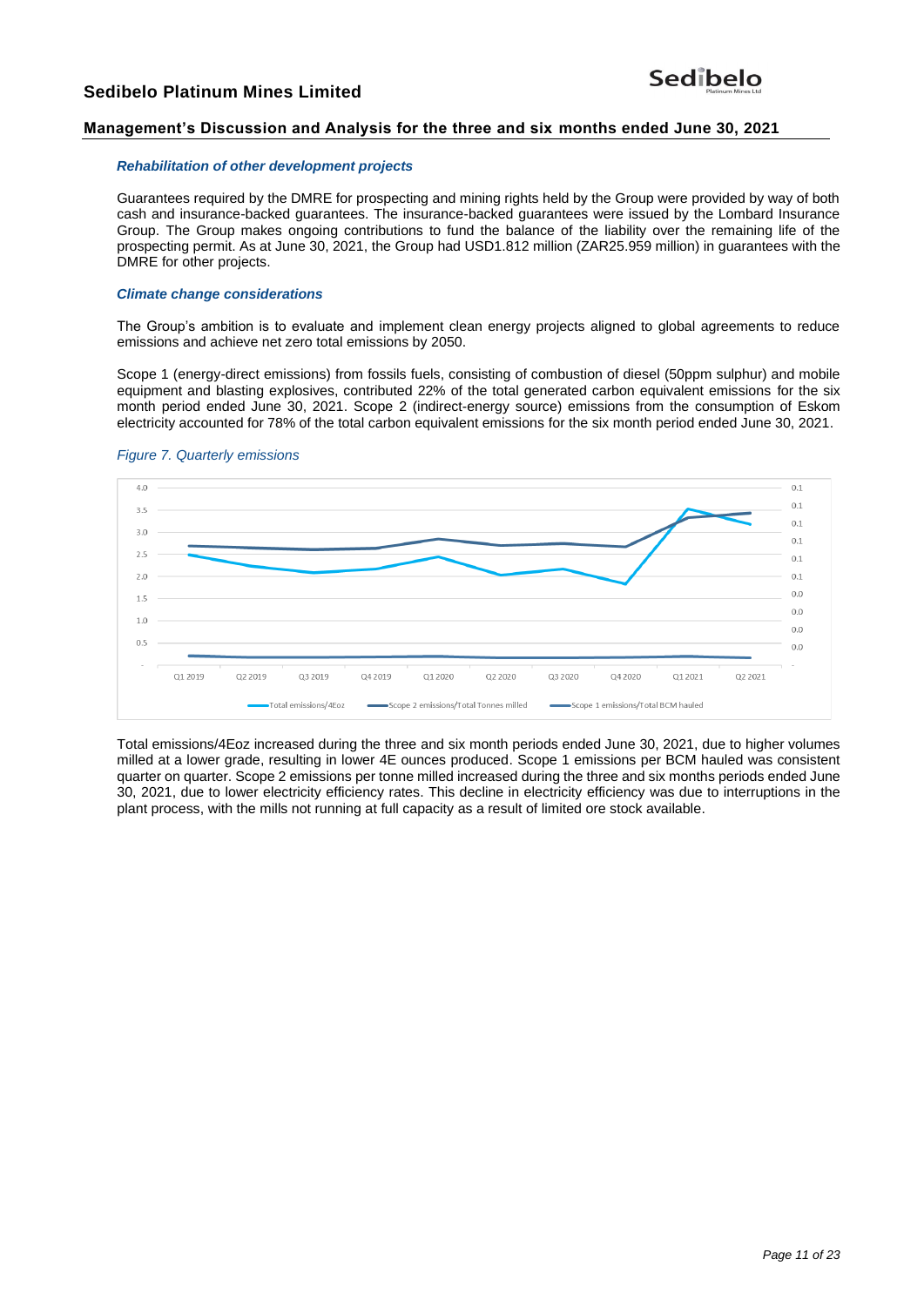#### *Rehabilitation of other development projects*

Guarantees required by the DMRE for prospecting and mining rights held by the Group were provided by way of both cash and insurance-backed guarantees. The insurance-backed guarantees were issued by the Lombard Insurance Group. The Group makes ongoing contributions to fund the balance of the liability over the remaining life of the prospecting permit. As at June 30, 2021, the Group had USD1.812 million (ZAR25.959 million) in guarantees with the DMRE for other projects.

#### *Climate change considerations*

The Group's ambition is to evaluate and implement clean energy projects aligned to global agreements to reduce emissions and achieve net zero total emissions by 2050.

Scope 1 (energy-direct emissions) from fossils fuels, consisting of combustion of diesel (50ppm sulphur) and mobile equipment and blasting explosives, contributed 22% of the total generated carbon equivalent emissions for the six month period ended June 30, 2021. Scope 2 (indirect-energy source) emissions from the consumption of Eskom electricity accounted for 78% of the total carbon equivalent emissions for the six month period ended June 30, 2021.

*Figure 7. Quarterly emissions*

Total emissions/4Eoz increased during the three and six month periods ended June 30, 2021, due to higher volumes milled at a lower grade, resulting in lower 4E ounces produced. Scope 1 emissions per BCM hauled was consistent quarter on quarter. Scope 2 emissions per tonne milled increased during the three and six months periods ended June 30, 2021, due to lower electricity efficiency rates. This decline in electricity efficiency was due to interruptions in the plant process, with the mills not running at full capacity as a result of limited ore stock available.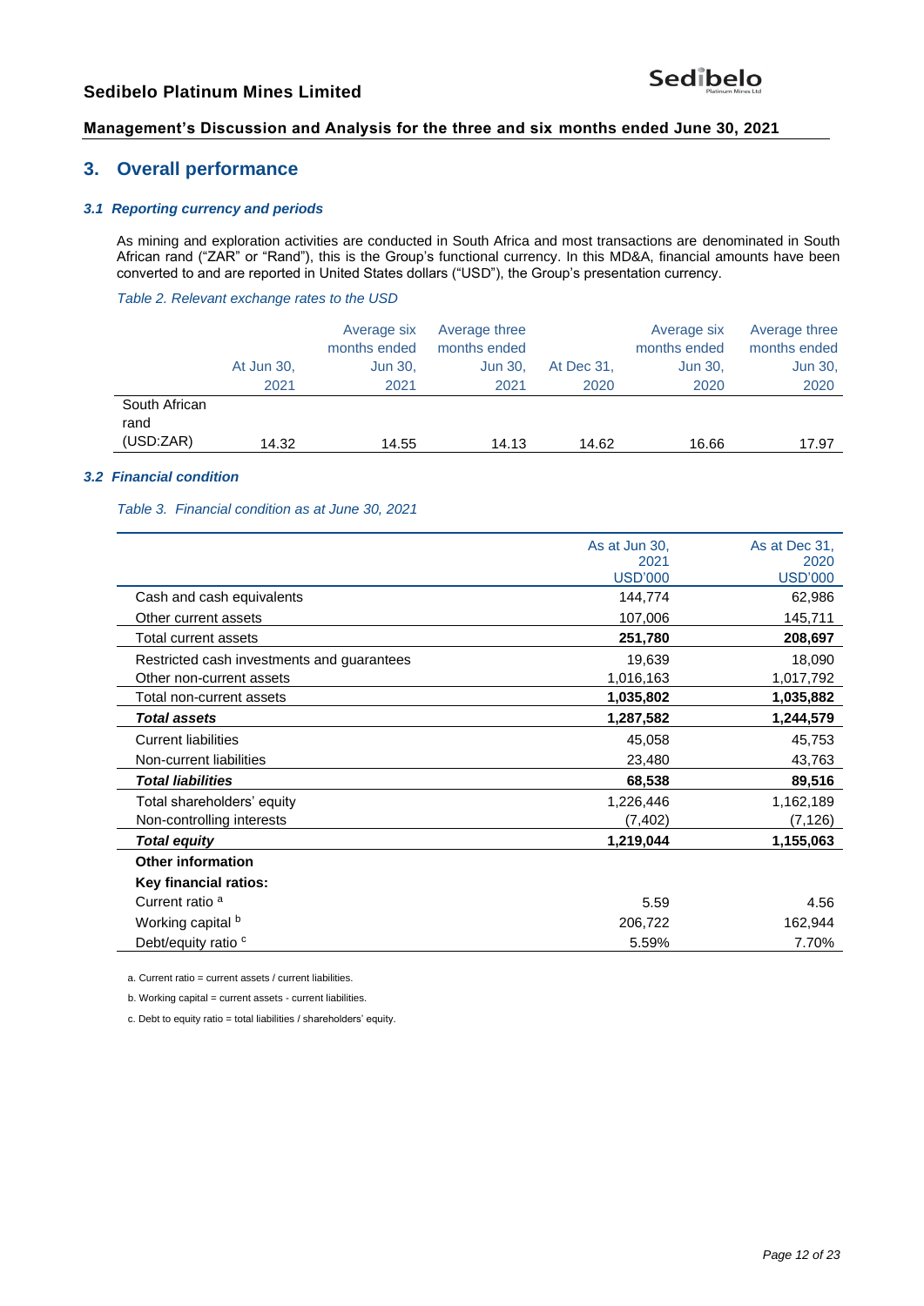## 3. Overall performance

### *3.1 Reporting currency and periods*

As mining and exploration activities are conducted in South Africa and most transactions are denominated in South African rand ("ZAR" or "Rand"), this is the Group's functional currency. In this MD&A, financial amounts have been converted to and are reported in United States dollars ("USD"), the Group's presentation currency.

*Table 2. Relevant exchange rates to the USD*

| | At Jun 30, 2021 | Average six months ended Jun 30, 2021 | Average three months ended Jun 30, 2021 | At Dec 31, 2020 | Average six months ended Jun 30, 2020 | Average three months ended Jun 30, 2020 |
|---|---|---|---|---|---|---|
| South African rand (USD:ZAR) | 14.32 | 14.55 | 14.13 | 14.62 | 16.66 | 17.97 |

### *3.2 Financial condition*

*Table 3. Financial condition as at June 30, 2021*

| | As at Jun 30, 2021 USD'000 | As at Dec 31, 2020 USD'000 |
|---|---|---|
| Cash and cash equivalents | 144,774 | 62,986 |
| Other current assets | 107,006 | 145,711 |
| Total current assets | **251,780** | **208,697** |
| Restricted cash investments and guarantees | 19,639 | 18,090 |
| Other non-current assets | 1,016,163 | 1,017,792 |
| Total non-current assets | **1,035,802** | **1,035,882** |
| ***Total assets*** | **1,287,582** | **1,244,579** |
| Current liabilities | 45,058 | 45,753 |
| Non-current liabilities | 23,480 | 43,763 |
| ***Total liabilities*** | **68,538** | **89,516** |
| Total shareholders' equity | 1,226,446 | 1,162,189 |
| Non-controlling interests | (7,402) | (7,126) |
| ***Total equity*** | **1,219,044** | **1,155,063** |
| **Other information** | | |
| **Key financial ratios:** | | |
| Current ratio [a] | 5.59 | 4.56 |
| Working capital [b] | 206,722 | 162,944 |
| Debt/equity ratio [c] | 5.59% | 7.70% |

a. Current ratio = current assets / current liabilities.

b. Working capital = current assets - current liabilities.

c. Debt to equity ratio = total liabilities / shareholders' equity.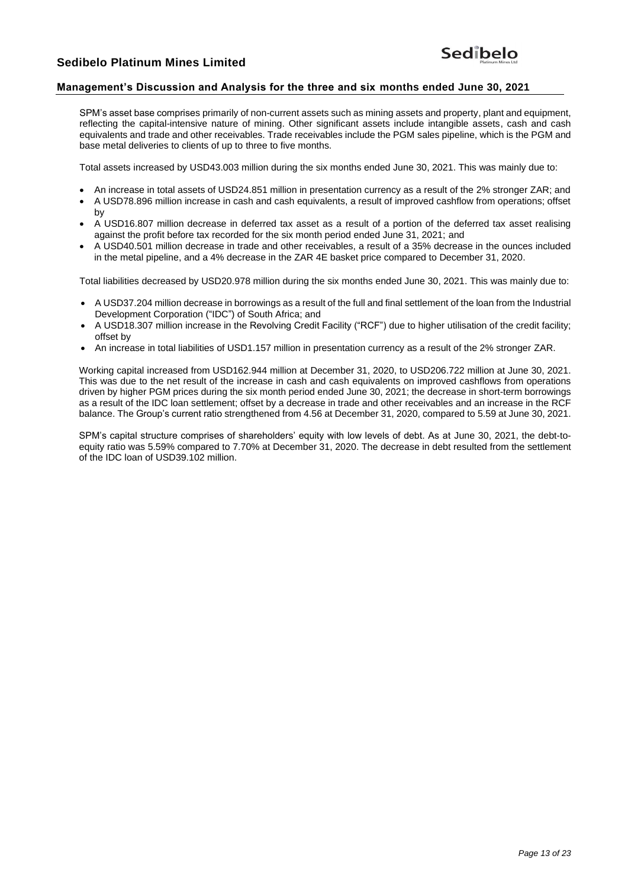SPM's asset base comprises primarily of non-current assets such as mining assets and property, plant and equipment, reflecting the capital-intensive nature of mining. Other significant assets include intangible assets, cash and cash equivalents and trade and other receivables. Trade receivables include the PGM sales pipeline, which is the PGM and base metal deliveries to clients of up to three to five months.

Total assets increased by USD43.003 million during the six months ended June 30, 2021. This was mainly due to:

- An increase in total assets of USD24.851 million in presentation currency as a result of the 2% stronger ZAR; and
- A USD78.896 million increase in cash and cash equivalents, a result of improved cashflow from operations; offset by
- A USD16.807 million decrease in deferred tax asset as a result of a portion of the deferred tax asset realising against the profit before tax recorded for the six month period ended June 31, 2021; and
- A USD40.501 million decrease in trade and other receivables, a result of a 35% decrease in the ounces included in the metal pipeline, and a 4% decrease in the ZAR 4E basket price compared to December 31, 2020.

Total liabilities decreased by USD20.978 million during the six months ended June 30, 2021. This was mainly due to:

- A USD37.204 million decrease in borrowings as a result of the full and final settlement of the loan from the Industrial Development Corporation ("IDC") of South Africa; and
- A USD18.307 million increase in the Revolving Credit Facility ("RCF") due to higher utilisation of the credit facility; offset by
- An increase in total liabilities of USD1.157 million in presentation currency as a result of the 2% stronger ZAR.

Working capital increased from USD162.944 million at December 31, 2020, to USD206.722 million at June 30, 2021. This was due to the net result of the increase in cash and cash equivalents on improved cashflows from operations driven by higher PGM prices during the six month period ended June 30, 2021; the decrease in short-term borrowings as a result of the IDC loan settlement; offset by a decrease in trade and other receivables and an increase in the RCF balance. The Group's current ratio strengthened from 4.56 at December 31, 2020, compared to 5.59 at June 30, 2021.

SPM's capital structure comprises of shareholders' equity with low levels of debt. As at June 30, 2021, the debt-to-equity ratio was 5.59% compared to 7.70% at December 31, 2020. The decrease in debt resulted from the settlement of the IDC loan of USD39.102 million.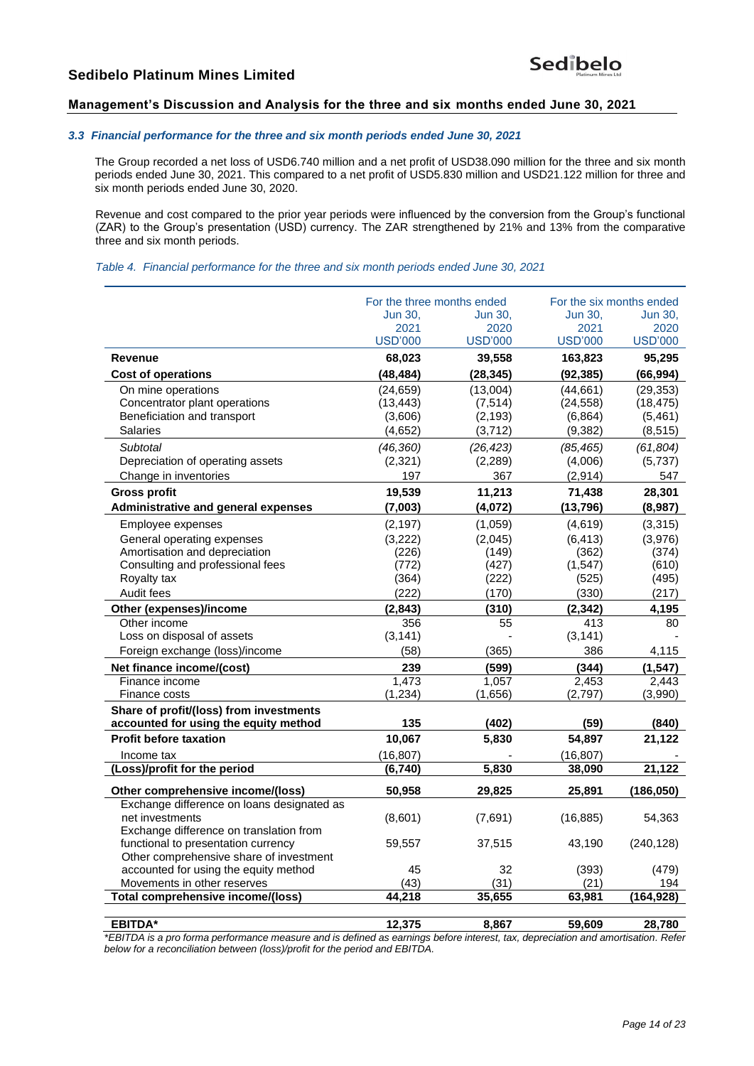### 3.3 Financial performance for the three and six month periods ended June 30, 2021

The Group recorded a net loss of USD6.740 million and a net profit of USD38.090 million for the three and six month periods ended June 30, 2021. This compared to a net profit of USD5.830 million and USD21.122 million for three and six month periods ended June 30, 2020.

Revenue and cost compared to the prior year periods were influenced by the conversion from the Group's functional (ZAR) to the Group's presentation (USD) currency. The ZAR strengthened by 21% and 13% from the comparative three and six month periods.

*Table 4. Financial performance for the three and six month periods ended June 30, 2021*

| | For the three months ended | | For the six months ended | |
|---|---|---|---|---|
| | Jun 30, 2021 USD'000 | Jun 30, 2020 USD'000 | Jun 30, 2021 USD'000 | Jun 30, 2020 USD'000 |
| **Revenue** | **68,023** | **39,558** | **163,823** | **95,295** |
| **Cost of operations** | **(48,484)** | **(28,345)** | **(92,385)** | **(66,994)** |
| On mine operations | (24,659) | (13,004) | (44,661) | (29,353) |
| Concentrator plant operations | (13,443) | (7,514) | (24,558) | (18,475) |
| Beneficiation and transport | (3,606) | (2,193) | (6,864) | (5,461) |
| Salaries | (4,652) | (3,712) | (9,382) | (8,515) |
| *Subtotal* | *(46,360)* | *(26,423)* | *(85,465)* | *(61,804)* |
| Depreciation of operating assets | (2,321) | (2,289) | (4,006) | (5,737) |
| Change in inventories | 197 | 367 | (2,914) | 547 |
| **Gross profit** | **19,539** | **11,213** | **71,438** | **28,301** |
| **Administrative and general expenses** | **(7,003)** | **(4,072)** | **(13,796)** | **(8,987)** |
| Employee expenses | (2,197) | (1,059) | (4,619) | (3,315) |
| General operating expenses | (3,222) | (2,045) | (6,413) | (3,976) |
| Amortisation and depreciation | (226) | (149) | (362) | (374) |
| Consulting and professional fees | (772) | (427) | (1,547) | (610) |
| Royalty tax | (364) | (222) | (525) | (495) |
| Audit fees | (222) | (170) | (330) | (217) |
| **Other (expenses)/income** | **(2,843)** | **(310)** | **(2,342)** | **4,195** |
| Other income | 356 | 55 | 413 | 80 |
| Loss on disposal of assets | (3,141) | - | (3,141) | - |
| Foreign exchange (loss)/income | (58) | (365) | 386 | 4,115 |
| **Net finance income/(cost)** | **239** | **(599)** | **(344)** | **(1,547)** |
| Finance income | 1,473 | 1,057 | 2,453 | 2,443 |
| Finance costs | (1,234) | (1,656) | (2,797) | (3,990) |
| **Share of profit/(loss) from investments accounted for using the equity method** | **135** | **(402)** | **(59)** | **(840)** |
| **Profit before taxation** | **10,067** | **5,830** | **54,897** | **21,122** |
| Income tax | (16,807) | - | (16,807) | - |
| **(Loss)/profit for the period** | **(6,740)** | **5,830** | **38,090** | **21,122** |
| **Other comprehensive income/(loss)** | **50,958** | **29,825** | **25,891** | **(186,050)** |
| Exchange difference on loans designated as net investments | (8,601) | (7,691) | (16,885) | 54,363 |
| Exchange difference on translation from functional to presentation currency | 59,557 | 37,515 | 43,190 | (240,128) |
| Other comprehensive share of investment accounted for using the equity method | 45 | 32 | (393) | (479) |
| Movements in other reserves | (43) | (31) | (21) | 194 |
| **Total comprehensive income/(loss)** | **44,218** | **35,655** | **63,981** | **(164,928)** |
| **EBITDA*** | **12,375** | **8,867** | **59,609** | **28,780** |

*\*EBITDA is a pro forma performance measure and is defined as earnings before interest, tax, depreciation and amortisation. Refer below for a reconciliation between (loss)/profit for the period and EBITDA.*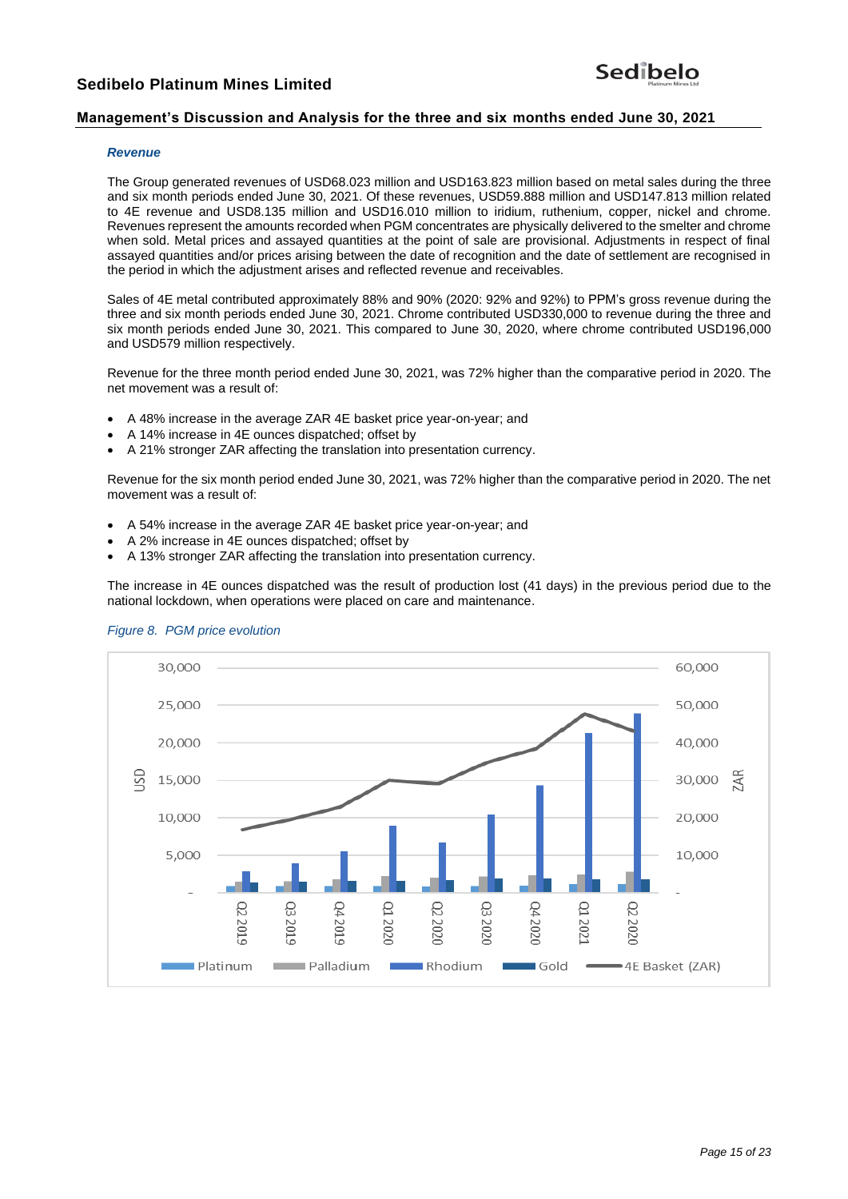### *Revenue*

The Group generated revenues of USD68.023 million and USD163.823 million based on metal sales during the three and six month periods ended June 30, 2021. Of these revenues, USD59.888 million and USD147.813 million related to 4E revenue and USD8.135 million and USD16.010 million to iridium, ruthenium, copper, nickel and chrome. Revenues represent the amounts recorded when PGM concentrates are physically delivered to the smelter and chrome when sold. Metal prices and assayed quantities at the point of sale are provisional. Adjustments in respect of final assayed quantities and/or prices arising between the date of recognition and the date of settlement are recognised in the period in which the adjustment arises and reflected revenue and receivables.

Sales of 4E metal contributed approximately 88% and 90% (2020: 92% and 92%) to PPM's gross revenue during the three and six month periods ended June 30, 2021. Chrome contributed USD330,000 to revenue during the three and six month periods ended June 30, 2021. This compared to June 30, 2020, where chrome contributed USD196,000 and USD579 million respectively.

Revenue for the three month period ended June 30, 2021, was 72% higher than the comparative period in 2020. The net movement was a result of:

- A 48% increase in the average ZAR 4E basket price year-on-year; and
- A 14% increase in 4E ounces dispatched; offset by
- A 21% stronger ZAR affecting the translation into presentation currency.

Revenue for the six month period ended June 30, 2021, was 72% higher than the comparative period in 2020. The net movement was a result of:

- A 54% increase in the average ZAR 4E basket price year-on-year; and
- A 2% increase in 4E ounces dispatched; offset by
- A 13% stronger ZAR affecting the translation into presentation currency.

The increase in 4E ounces dispatched was the result of production lost (41 days) in the previous period due to the national lockdown, when operations were placed on care and maintenance.

*Figure 8. PGM price evolution*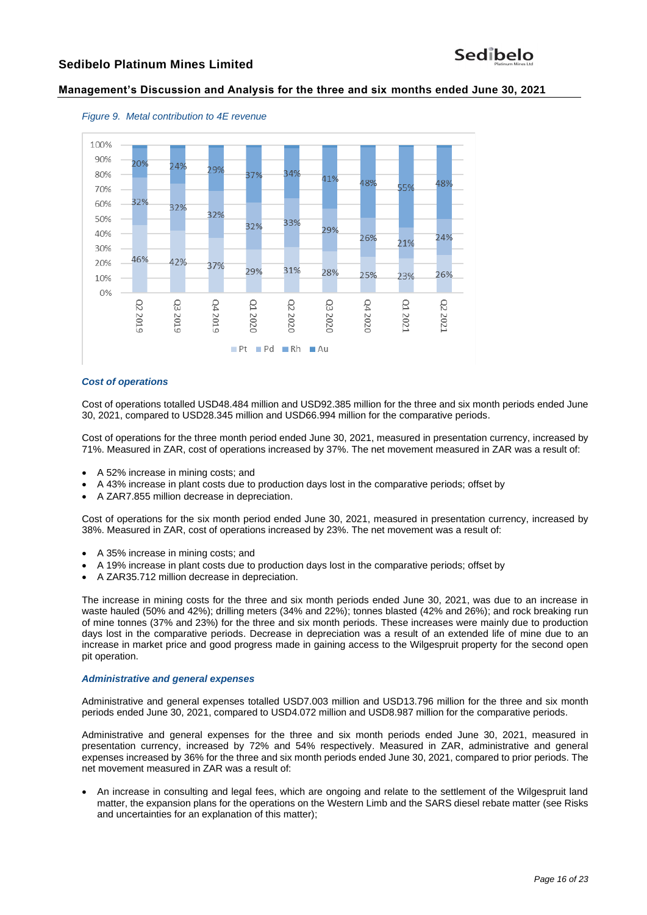*Figure 9. Metal contribution to 4E revenue*

| | Q2 2019 | Q3 2019 | Q4 2019 | Q1 2020 | Q2 2020 | Q3 2020 | Q4 2020 | Q1 2021 | Q2 2021 |
|---|---|---|---|---|---|---|---|---|---|
| Pt | 46% | 42% | 37% | 29% | 31% | 28% | 25% | 23% | 26% |
| Pd | 32% | 32% | 32% | 32% | 33% | 29% | 26% | 21% | 24% |
| Rh | 20% | 24% | 29% | 37% | 34% | 41% | 48% | 55% | 48% |

### *Cost of operations*

Cost of operations totalled USD48.484 million and USD92.385 million for the three and six month periods ended June 30, 2021, compared to USD28.345 million and USD66.994 million for the comparative periods.

Cost of operations for the three month period ended June 30, 2021, measured in presentation currency, increased by 71%. Measured in ZAR, cost of operations increased by 37%. The net movement measured in ZAR was a result of:

- A 52% increase in mining costs; and
- A 43% increase in plant costs due to production days lost in the comparative periods; offset by
- A ZAR7.855 million decrease in depreciation.

Cost of operations for the six month period ended June 30, 2021, measured in presentation currency, increased by 38%. Measured in ZAR, cost of operations increased by 23%. The net movement was a result of:

- A 35% increase in mining costs; and
- A 19% increase in plant costs due to production days lost in the comparative periods; offset by
- A ZAR35.712 million decrease in depreciation.

The increase in mining costs for the three and six month periods ended June 30, 2021, was due to an increase in waste hauled (50% and 42%); drilling meters (34% and 22%); tonnes blasted (42% and 26%); and rock breaking run of mine tonnes (37% and 23%) for the three and six month periods. These increases were mainly due to production days lost in the comparative periods. Decrease in depreciation was a result of an extended life of mine due to an increase in market price and good progress made in gaining access to the Wilgespruit property for the second open pit operation.

### *Administrative and general expenses*

Administrative and general expenses totalled USD7.003 million and USD13.796 million for the three and six month periods ended June 30, 2021, compared to USD4.072 million and USD8.987 million for the comparative periods.

Administrative and general expenses for the three and six month periods ended June 30, 2021, measured in presentation currency, increased by 72% and 54% respectively. Measured in ZAR, administrative and general expenses increased by 36% for the three and six month periods ended June 30, 2021, compared to prior periods. The net movement measured in ZAR was a result of:

- An increase in consulting and legal fees, which are ongoing and relate to the settlement of the Wilgespruit land matter, the expansion plans for the operations on the Western Limb and the SARS diesel rebate matter (see Risks and uncertainties for an explanation of this matter);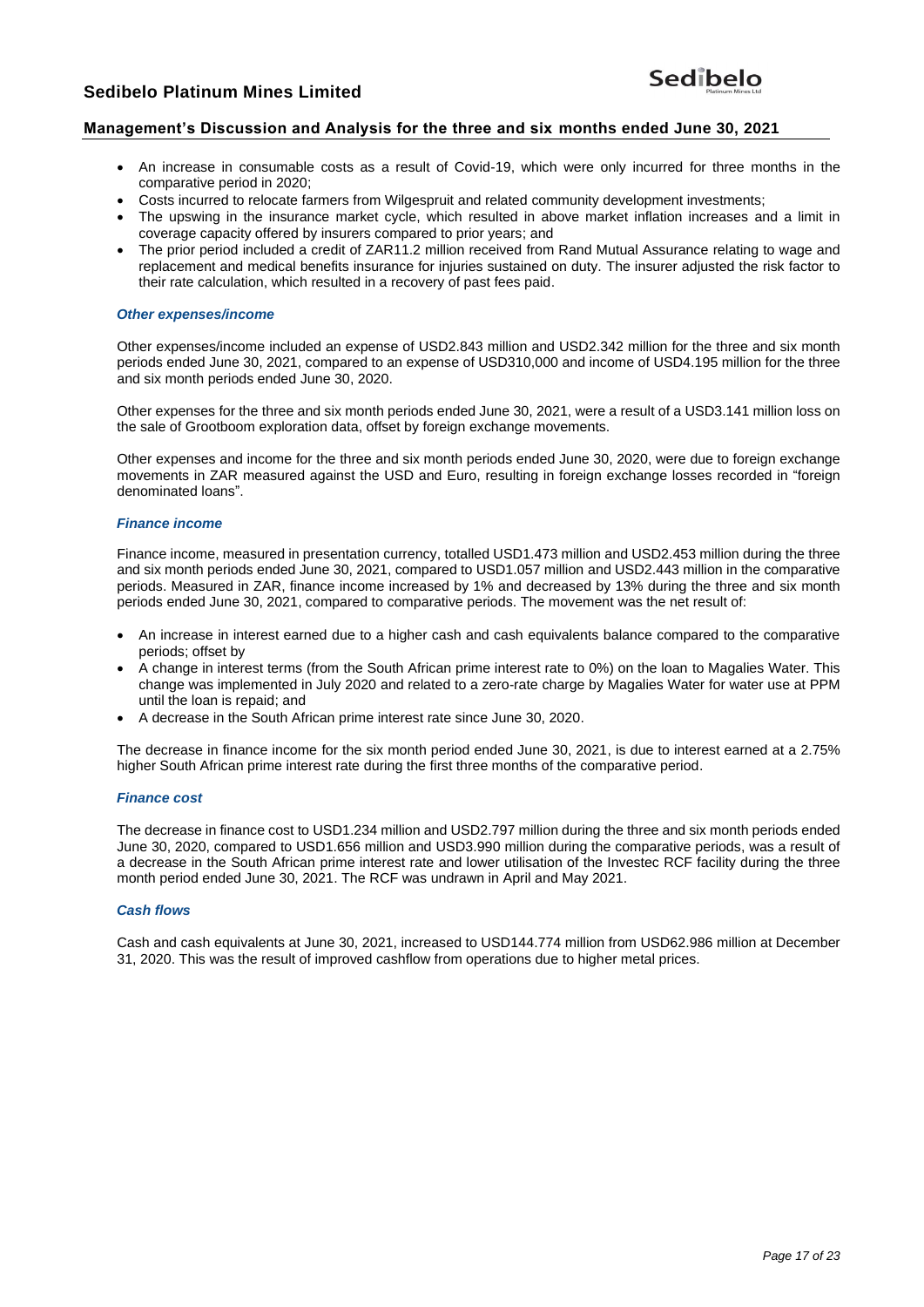- An increase in consumable costs as a result of Covid-19, which were only incurred for three months in the comparative period in 2020;
- Costs incurred to relocate farmers from Wilgespruit and related community development investments;
- The upswing in the insurance market cycle, which resulted in above market inflation increases and a limit in coverage capacity offered by insurers compared to prior years; and
- The prior period included a credit of ZAR11.2 million received from Rand Mutual Assurance relating to wage and replacement and medical benefits insurance for injuries sustained on duty. The insurer adjusted the risk factor to their rate calculation, which resulted in a recovery of past fees paid.

### *Other expenses/income*

Other expenses/income included an expense of USD2.843 million and USD2.342 million for the three and six month periods ended June 30, 2021, compared to an expense of USD310,000 and income of USD4.195 million for the three and six month periods ended June 30, 2020.

Other expenses for the three and six month periods ended June 30, 2021, were a result of a USD3.141 million loss on the sale of Grootboom exploration data, offset by foreign exchange movements.

Other expenses and income for the three and six month periods ended June 30, 2020, were due to foreign exchange movements in ZAR measured against the USD and Euro, resulting in foreign exchange losses recorded in "foreign denominated loans".

### *Finance income*

Finance income, measured in presentation currency, totalled USD1.473 million and USD2.453 million during the three and six month periods ended June 30, 2021, compared to USD1.057 million and USD2.443 million in the comparative periods. Measured in ZAR, finance income increased by 1% and decreased by 13% during the three and six month periods ended June 30, 2021, compared to comparative periods. The movement was the net result of:

- An increase in interest earned due to a higher cash and cash equivalents balance compared to the comparative periods; offset by
- A change in interest terms (from the South African prime interest rate to 0%) on the loan to Magalies Water. This change was implemented in July 2020 and related to a zero-rate charge by Magalies Water for water use at PPM until the loan is repaid; and
- A decrease in the South African prime interest rate since June 30, 2020.

The decrease in finance income for the six month period ended June 30, 2021, is due to interest earned at a 2.75% higher South African prime interest rate during the first three months of the comparative period.

### *Finance cost*

The decrease in finance cost to USD1.234 million and USD2.797 million during the three and six month periods ended June 30, 2020, compared to USD1.656 million and USD3.990 million during the comparative periods, was a result of a decrease in the South African prime interest rate and lower utilisation of the Investec RCF facility during the three month period ended June 30, 2021. The RCF was undrawn in April and May 2021.

### *Cash flows*

Cash and cash equivalents at June 30, 2021, increased to USD144.774 million from USD62.986 million at December 31, 2020. This was the result of improved cashflow from operations due to higher metal prices.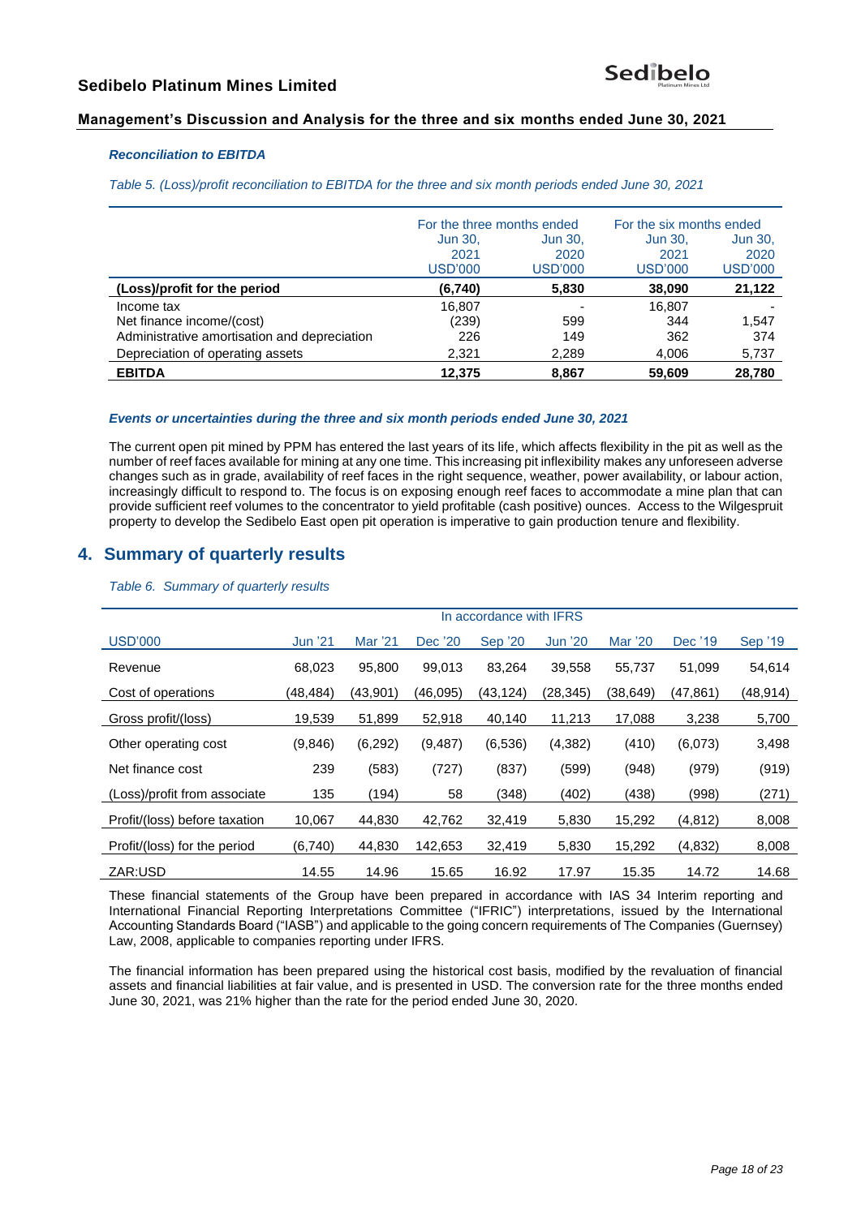### *Reconciliation to EBITDA*

*Table 5. (Loss)/profit reconciliation to EBITDA for the three and six month periods ended June 30, 2021*

| | For the three months ended | | For the six months ended | |
|---|---|---|---|---|
| | Jun 30, 2021 USD'000 | Jun 30, 2020 USD'000 | Jun 30, 2021 USD'000 | Jun 30, 2020 USD'000 |
| **(Loss)/profit for the period** | **(6,740)** | **5,830** | **38,090** | **21,122** |
| Income tax | 16,807 | - | 16,807 | - |
| Net finance income/(cost) | (239) | 599 | 344 | 1,547 |
| Administrative amortisation and depreciation | 226 | 149 | 362 | 374 |
| Depreciation of operating assets | 2,321 | 2,289 | 4,006 | 5,737 |
| **EBITDA** | **12,375** | **8,867** | **59,609** | **28,780** |

### *Events or uncertainties during the three and six month periods ended June 30, 2021*

The current open pit mined by PPM has entered the last years of its life, which affects flexibility in the pit as well as the number of reef faces available for mining at any one time. This increasing pit inflexibility makes any unforeseen adverse changes such as in grade, availability of reef faces in the right sequence, weather, power availability, or labour action, increasingly difficult to respond to. The focus is on exposing enough reef faces to accommodate a mine plan that can provide sufficient reef volumes to the concentrator to yield profitable (cash positive) ounces. Access to the Wilgespruit property to develop the Sedibelo East open pit operation is imperative to gain production tenure and flexibility.

## 4. Summary of quarterly results

*Table 6. Summary of quarterly results*

| | In accordance with IFRS | | | | | | | |
|---|---|---|---|---|---|---|---|---|
| USD'000 | Jun '21 | Mar '21 | Dec '20 | Sep '20 | Jun '20 | Mar '20 | Dec '19 | Sep '19 |
| Revenue | 68,023 | 95,800 | 99,013 | 83,264 | 39,558 | 55,737 | 51,099 | 54,614 |
| Cost of operations | (48,484) | (43,901) | (46,095) | (43,124) | (28,345) | (38,649) | (47,861) | (48,914) |
| Gross profit/(loss) | 19,539 | 51,899 | 52,918 | 40,140 | 11,213 | 17,088 | 3,238 | 5,700 |
| Other operating cost | (9,846) | (6,292) | (9,487) | (6,536) | (4,382) | (410) | (6,073) | 3,498 |
| Net finance cost | 239 | (583) | (727) | (837) | (599) | (948) | (979) | (919) |
| (Loss)/profit from associate | 135 | (194) | 58 | (348) | (402) | (438) | (998) | (271) |
| Profit/(loss) before taxation | 10,067 | 44,830 | 42,762 | 32,419 | 5,830 | 15,292 | (4,812) | 8,008 |
| Profit/(loss) for the period | (6,740) | 44,830 | 142,653 | 32,419 | 5,830 | 15,292 | (4,832) | 8,008 |
| ZAR:USD | 14.55 | 14.96 | 15.65 | 16.92 | 17.97 | 15.35 | 14.72 | 14.68 |

These financial statements of the Group have been prepared in accordance with IAS 34 Interim reporting and International Financial Reporting Interpretations Committee ("IFRIC") interpretations, issued by the International Accounting Standards Board ("IASB") and applicable to the going concern requirements of The Companies (Guernsey) Law, 2008, applicable to companies reporting under IFRS.

The financial information has been prepared using the historical cost basis, modified by the revaluation of financial assets and financial liabilities at fair value, and is presented in USD. The conversion rate for the three months ended June 30, 2021, was 21% higher than the rate for the period ended June 30, 2020.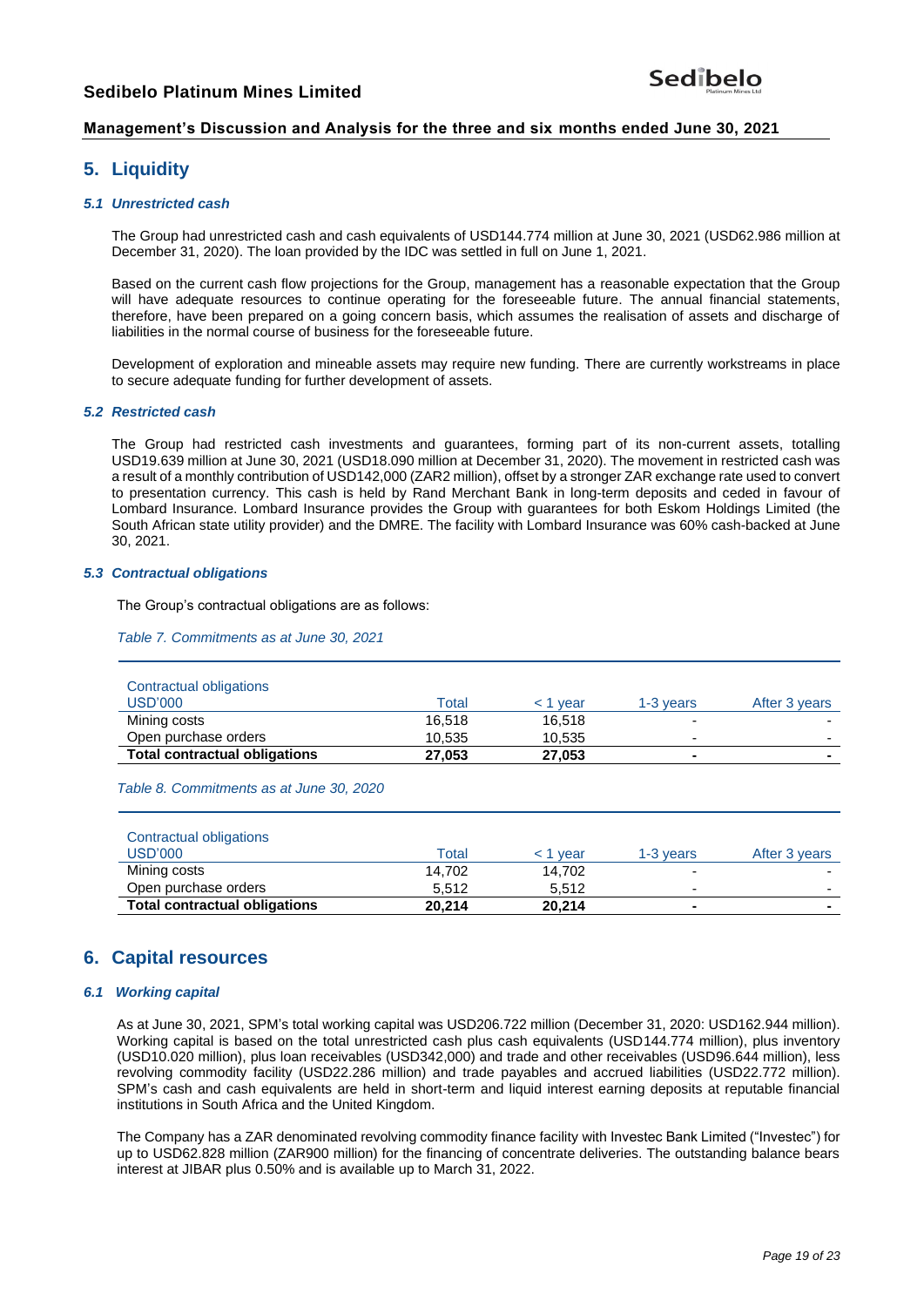## 5. Liquidity

### *5.1 Unrestricted cash*

The Group had unrestricted cash and cash equivalents of USD144.774 million at June 30, 2021 (USD62.986 million at December 31, 2020). The loan provided by the IDC was settled in full on June 1, 2021.

Based on the current cash flow projections for the Group, management has a reasonable expectation that the Group will have adequate resources to continue operating for the foreseeable future. The annual financial statements, therefore, have been prepared on a going concern basis, which assumes the realisation of assets and discharge of liabilities in the normal course of business for the foreseeable future.

Development of exploration and mineable assets may require new funding. There are currently workstreams in place to secure adequate funding for further development of assets.

### *5.2 Restricted cash*

The Group had restricted cash investments and guarantees, forming part of its non-current assets, totalling USD19.639 million at June 30, 2021 (USD18.090 million at December 31, 2020). The movement in restricted cash was a result of a monthly contribution of USD142,000 (ZAR2 million), offset by a stronger ZAR exchange rate used to convert to presentation currency. This cash is held by Rand Merchant Bank in long-term deposits and ceded in favour of Lombard Insurance. Lombard Insurance provides the Group with guarantees for both Eskom Holdings Limited (the South African state utility provider) and the DMRE. The facility with Lombard Insurance was 60% cash-backed at June 30, 2021.

### *5.3 Contractual obligations*

The Group's contractual obligations are as follows:

*Table 7. Commitments as at June 30, 2021*

| Contractual obligations USD'000 | Total | < 1 year | 1-3 years | After 3 years |
|---|---|---|---|---|
| Mining costs | 16,518 | 16,518 | - | - |
| Open purchase orders | 10,535 | 10,535 | - | - |
| **Total contractual obligations** | **27,053** | **27,053** | **-** | **-** |

*Table 8. Commitments as at June 30, 2020*

| Contractual obligations USD'000 | Total | < 1 year | 1-3 years | After 3 years |
|---|---|---|---|---|
| Mining costs | 14,702 | 14,702 | - | - |
| Open purchase orders | 5,512 | 5,512 | - | - |
| **Total contractual obligations** | **20,214** | **20,214** | **-** | **-** |

## 6. Capital resources

### *6.1 Working capital*

As at June 30, 2021, SPM's total working capital was USD206.722 million (December 31, 2020: USD162.944 million). Working capital is based on the total unrestricted cash plus cash equivalents (USD144.774 million), plus inventory (USD10.020 million), plus loan receivables (USD342,000) and trade and other receivables (USD96.644 million), less revolving commodity facility (USD22.286 million) and trade payables and accrued liabilities (USD22.772 million). SPM's cash and cash equivalents are held in short-term and liquid interest earning deposits at reputable financial institutions in South Africa and the United Kingdom.

The Company has a ZAR denominated revolving commodity finance facility with Investec Bank Limited ("Investec") for up to USD62.828 million (ZAR900 million) for the financing of concentrate deliveries. The outstanding balance bears interest at JIBAR plus 0.50% and is available up to March 31, 2022.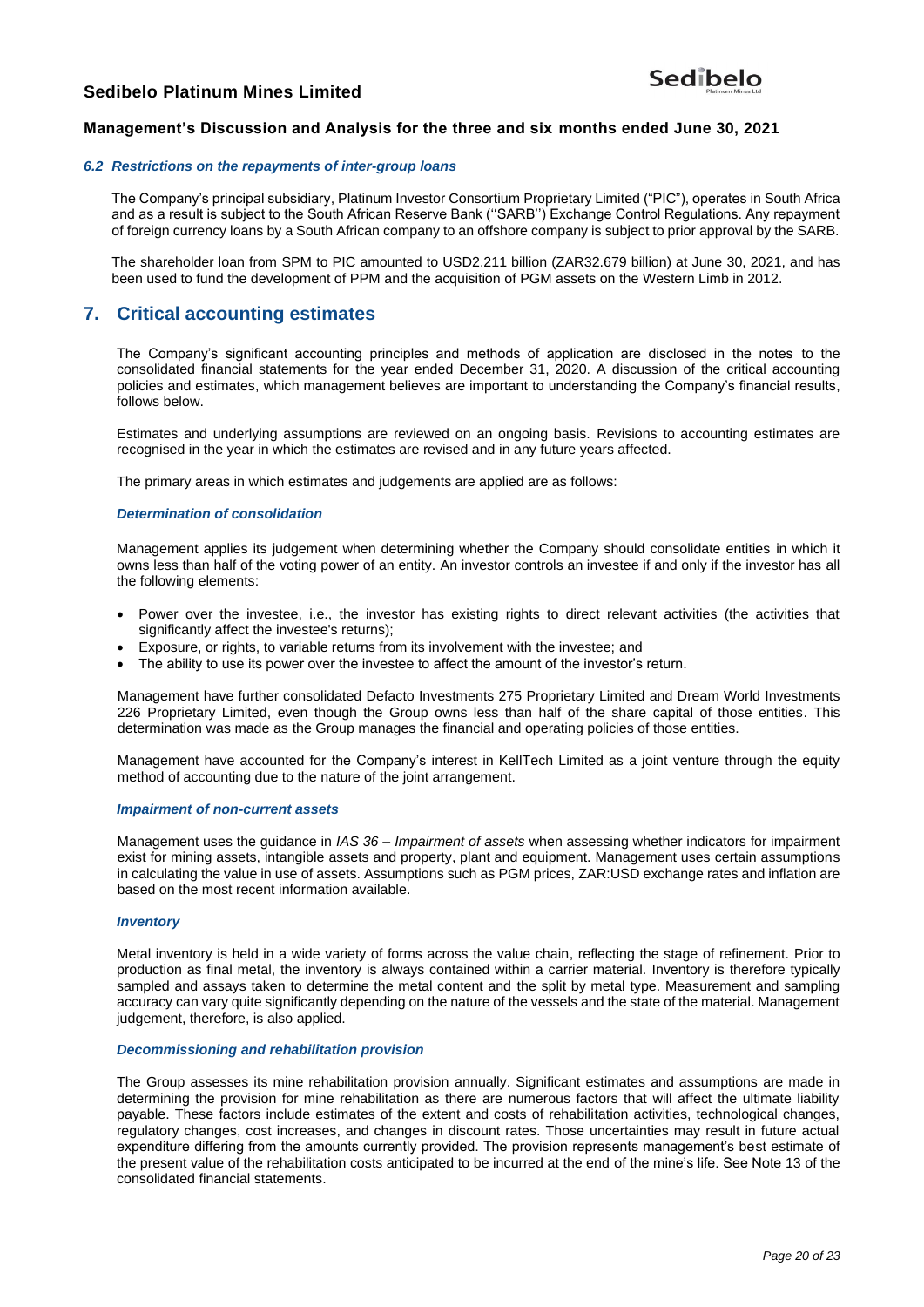### *6.2 Restrictions on the repayments of inter-group loans*

The Company's principal subsidiary, Platinum Investor Consortium Proprietary Limited ("PIC"), operates in South Africa and as a result is subject to the South African Reserve Bank (''SARB'') Exchange Control Regulations. Any repayment of foreign currency loans by a South African company to an offshore company is subject to prior approval by the SARB.

The shareholder loan from SPM to PIC amounted to USD2.211 billion (ZAR32.679 billion) at June 30, 2021, and has been used to fund the development of PPM and the acquisition of PGM assets on the Western Limb in 2012.

## 7. Critical accounting estimates

The Company's significant accounting principles and methods of application are disclosed in the notes to the consolidated financial statements for the year ended December 31, 2020. A discussion of the critical accounting policies and estimates, which management believes are important to understanding the Company's financial results, follows below.

Estimates and underlying assumptions are reviewed on an ongoing basis. Revisions to accounting estimates are recognised in the year in which the estimates are revised and in any future years affected.

The primary areas in which estimates and judgements are applied are as follows:

***Determination of consolidation***

Management applies its judgement when determining whether the Company should consolidate entities in which it owns less than half of the voting power of an entity. An investor controls an investee if and only if the investor has all the following elements:

- Power over the investee, i.e., the investor has existing rights to direct relevant activities (the activities that significantly affect the investee's returns);
- Exposure, or rights, to variable returns from its involvement with the investee; and
- The ability to use its power over the investee to affect the amount of the investor's return.

Management have further consolidated Defacto Investments 275 Proprietary Limited and Dream World Investments 226 Proprietary Limited, even though the Group owns less than half of the share capital of those entities. This determination was made as the Group manages the financial and operating policies of those entities.

Management have accounted for the Company's interest in KellTech Limited as a joint venture through the equity method of accounting due to the nature of the joint arrangement.

***Impairment of non-current assets***

Management uses the guidance in *IAS 36 – Impairment of assets* when assessing whether indicators for impairment exist for mining assets, intangible assets and property, plant and equipment. Management uses certain assumptions in calculating the value in use of assets. Assumptions such as PGM prices, ZAR:USD exchange rates and inflation are based on the most recent information available.

***Inventory***

Metal inventory is held in a wide variety of forms across the value chain, reflecting the stage of refinement. Prior to production as final metal, the inventory is always contained within a carrier material. Inventory is therefore typically sampled and assays taken to determine the metal content and the split by metal type. Measurement and sampling accuracy can vary quite significantly depending on the nature of the vessels and the state of the material. Management judgement, therefore, is also applied.

***Decommissioning and rehabilitation provision***

The Group assesses its mine rehabilitation provision annually. Significant estimates and assumptions are made in determining the provision for mine rehabilitation as there are numerous factors that will affect the ultimate liability payable. These factors include estimates of the extent and costs of rehabilitation activities, technological changes, regulatory changes, cost increases, and changes in discount rates. Those uncertainties may result in future actual expenditure differing from the amounts currently provided. The provision represents management's best estimate of the present value of the rehabilitation costs anticipated to be incurred at the end of the mine's life. See Note 13 of the consolidated financial statements.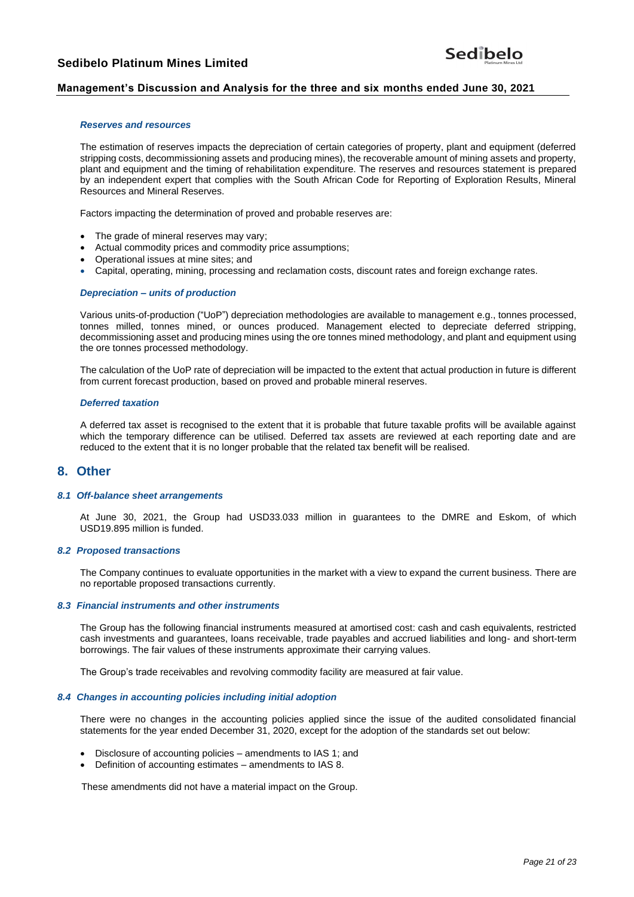***Reserves and resources***

The estimation of reserves impacts the depreciation of certain categories of property, plant and equipment (deferred stripping costs, decommissioning assets and producing mines), the recoverable amount of mining assets and property, plant and equipment and the timing of rehabilitation expenditure. The reserves and resources statement is prepared by an independent expert that complies with the South African Code for Reporting of Exploration Results, Mineral Resources and Mineral Reserves.

Factors impacting the determination of proved and probable reserves are:

- The grade of mineral reserves may vary;
- Actual commodity prices and commodity price assumptions;
- Operational issues at mine sites; and
- Capital, operating, mining, processing and reclamation costs, discount rates and foreign exchange rates.

***Depreciation – units of production***

Various units-of-production ("UoP") depreciation methodologies are available to management e.g., tonnes processed, tonnes milled, tonnes mined, or ounces produced. Management elected to depreciate deferred stripping, decommissioning asset and producing mines using the ore tonnes mined methodology, and plant and equipment using the ore tonnes processed methodology.

The calculation of the UoP rate of depreciation will be impacted to the extent that actual production in future is different from current forecast production, based on proved and probable mineral reserves.

***Deferred taxation***

A deferred tax asset is recognised to the extent that it is probable that future taxable profits will be available against which the temporary difference can be utilised. Deferred tax assets are reviewed at each reporting date and are reduced to the extent that it is no longer probable that the related tax benefit will be realised.

## 8. Other

### *8.1 Off-balance sheet arrangements*

At June 30, 2021, the Group had USD33.033 million in guarantees to the DMRE and Eskom, of which USD19.895 million is funded.

### *8.2 Proposed transactions*

The Company continues to evaluate opportunities in the market with a view to expand the current business. There are no reportable proposed transactions currently.

### *8.3 Financial instruments and other instruments*

The Group has the following financial instruments measured at amortised cost: cash and cash equivalents, restricted cash investments and guarantees, loans receivable, trade payables and accrued liabilities and long- and short-term borrowings. The fair values of these instruments approximate their carrying values.

The Group's trade receivables and revolving commodity facility are measured at fair value.

### *8.4 Changes in accounting policies including initial adoption*

There were no changes in the accounting policies applied since the issue of the audited consolidated financial statements for the year ended December 31, 2020, except for the adoption of the standards set out below:

- Disclosure of accounting policies – amendments to IAS 1; and
- Definition of accounting estimates – amendments to IAS 8.

These amendments did not have a material impact on the Group.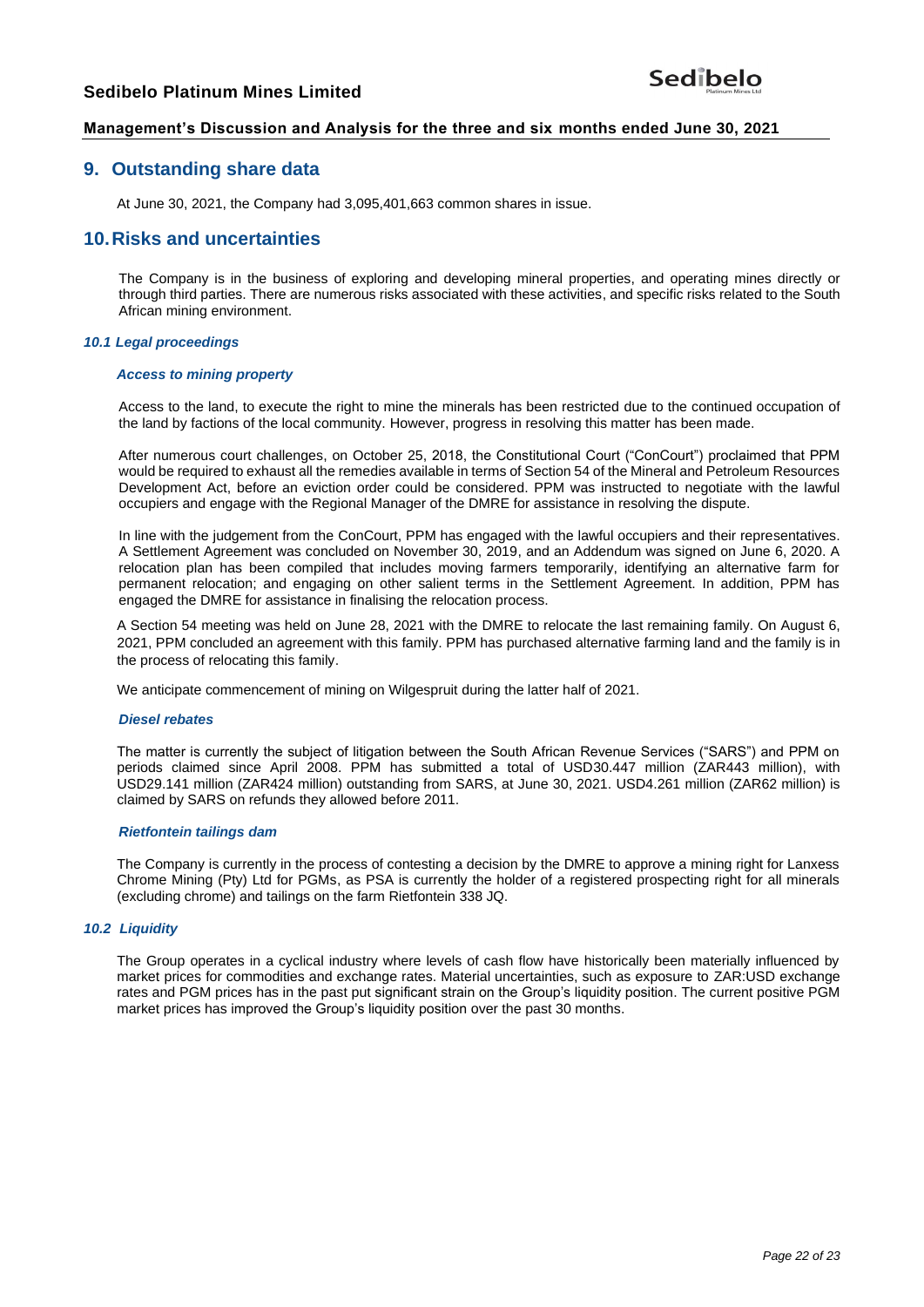## 9. Outstanding share data

At June 30, 2021, the Company had 3,095,401,663 common shares in issue.

## 10. Risks and uncertainties

The Company is in the business of exploring and developing mineral properties, and operating mines directly or through third parties. There are numerous risks associated with these activities, and specific risks related to the South African mining environment.

### *10.1 Legal proceedings*

#### *Access to mining property*

Access to the land, to execute the right to mine the minerals has been restricted due to the continued occupation of the land by factions of the local community. However, progress in resolving this matter has been made.

After numerous court challenges, on October 25, 2018, the Constitutional Court ("ConCourt") proclaimed that PPM would be required to exhaust all the remedies available in terms of Section 54 of the Mineral and Petroleum Resources Development Act, before an eviction order could be considered. PPM was instructed to negotiate with the lawful occupiers and engage with the Regional Manager of the DMRE for assistance in resolving the dispute.

In line with the judgement from the ConCourt, PPM has engaged with the lawful occupiers and their representatives. A Settlement Agreement was concluded on November 30, 2019, and an Addendum was signed on June 6, 2020. A relocation plan has been compiled that includes moving farmers temporarily, identifying an alternative farm for permanent relocation; and engaging on other salient terms in the Settlement Agreement. In addition, PPM has engaged the DMRE for assistance in finalising the relocation process.

A Section 54 meeting was held on June 28, 2021 with the DMRE to relocate the last remaining family. On August 6, 2021, PPM concluded an agreement with this family. PPM has purchased alternative farming land and the family is in the process of relocating this family.

We anticipate commencement of mining on Wilgespruit during the latter half of 2021.

#### *Diesel rebates*

The matter is currently the subject of litigation between the South African Revenue Services ("SARS") and PPM on periods claimed since April 2008. PPM has submitted a total of USD30.447 million (ZAR443 million), with USD29.141 million (ZAR424 million) outstanding from SARS, at June 30, 2021. USD4.261 million (ZAR62 million) is claimed by SARS on refunds they allowed before 2011.

#### *Rietfontein tailings dam*

The Company is currently in the process of contesting a decision by the DMRE to approve a mining right for Lanxess Chrome Mining (Pty) Ltd for PGMs, as PSA is currently the holder of a registered prospecting right for all minerals (excluding chrome) and tailings on the farm Rietfontein 338 JQ.

### *10.2 Liquidity*

The Group operates in a cyclical industry where levels of cash flow have historically been materially influenced by market prices for commodities and exchange rates. Material uncertainties, such as exposure to ZAR:USD exchange rates and PGM prices has in the past put significant strain on the Group's liquidity position. The current positive PGM market prices has improved the Group's liquidity position over the past 30 months.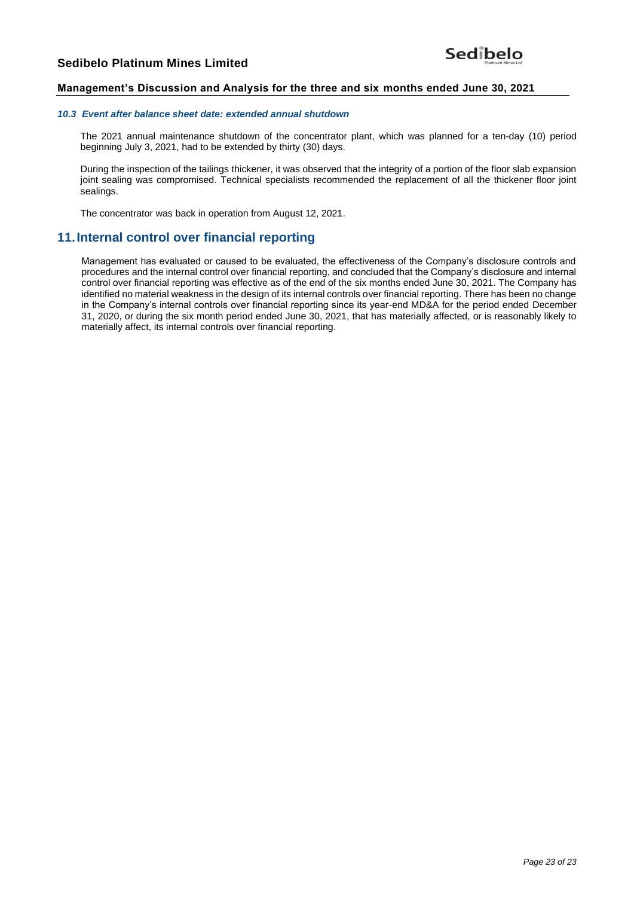### *10.3 Event after balance sheet date: extended annual shutdown*

The 2021 annual maintenance shutdown of the concentrator plant, which was planned for a ten-day (10) period beginning July 3, 2021, had to be extended by thirty (30) days.

During the inspection of the tailings thickener, it was observed that the integrity of a portion of the floor slab expansion joint sealing was compromised. Technical specialists recommended the replacement of all the thickener floor joint sealings.

The concentrator was back in operation from August 12, 2021.

## 11. Internal control over financial reporting

Management has evaluated or caused to be evaluated, the effectiveness of the Company's disclosure controls and procedures and the internal control over financial reporting, and concluded that the Company's disclosure and internal control over financial reporting was effective as of the end of the six months ended June 30, 2021. The Company has identified no material weakness in the design of its internal controls over financial reporting. There has been no change in the Company's internal controls over financial reporting since its year-end MD&A for the period ended December 31, 2020, or during the six month period ended June 30, 2021, that has materially affected, or is reasonably likely to materially affect, its internal controls over financial reporting.